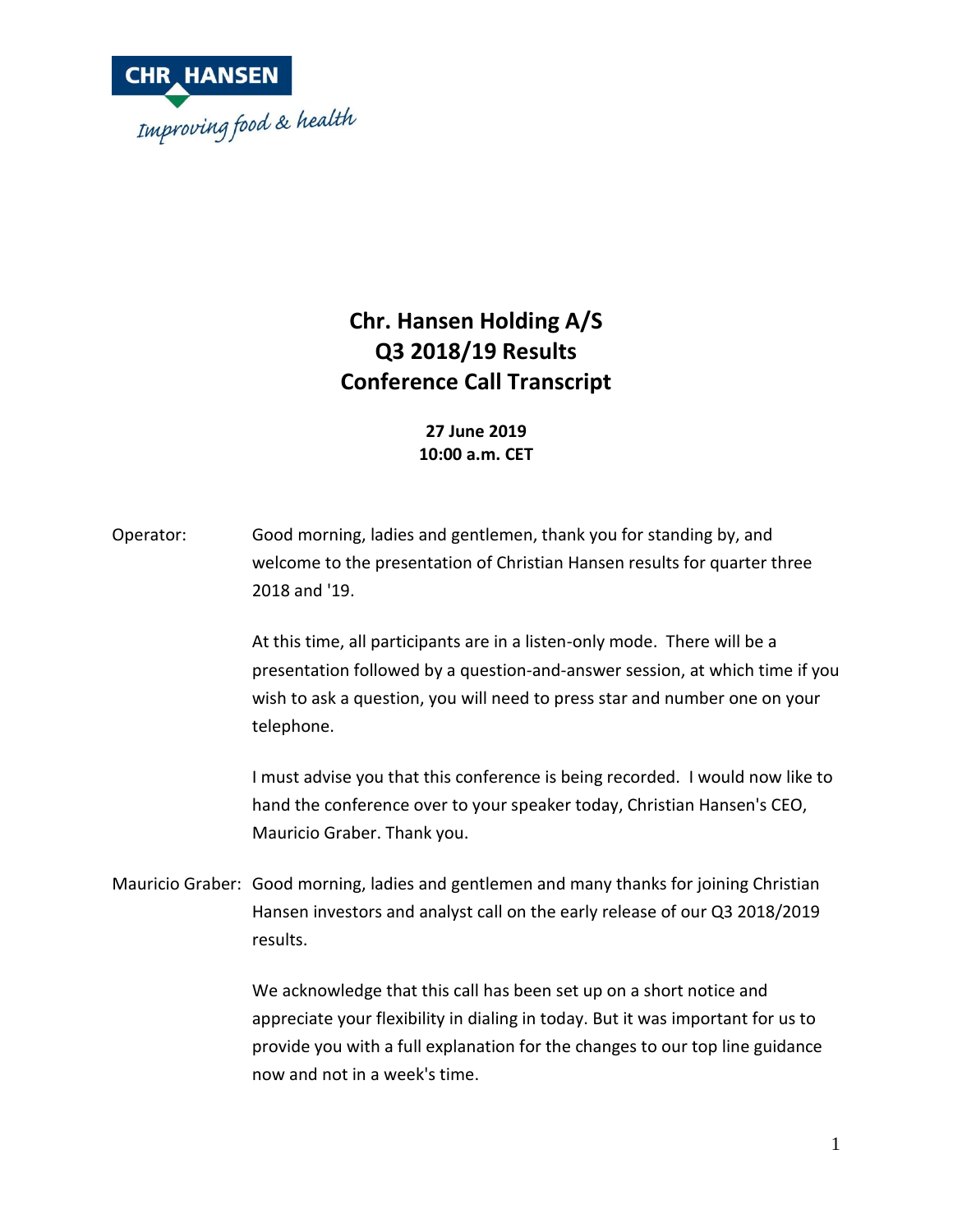# Chr. Hansen Holding A/S
# Q3 2018/19 Results
# Conference Call Transcript

**27 June 2019**
**10:00 a.m. CET**

Operator: Good morning, ladies and gentlemen, thank you for standing by, and welcome to the presentation of Christian Hansen results for quarter three 2018 and '19.

At this time, all participants are in a listen-only mode. There will be a presentation followed by a question-and-answer session, at which time if you wish to ask a question, you will need to press star and number one on your telephone.

I must advise you that this conference is being recorded. I would now like to hand the conference over to your speaker today, Christian Hansen's CEO, Mauricio Graber. Thank you.

Mauricio Graber: Good morning, ladies and gentlemen and many thanks for joining Christian Hansen investors and analyst call on the early release of our Q3 2018/2019 results.

We acknowledge that this call has been set up on a short notice and appreciate your flexibility in dialing in today. But it was important for us to provide you with a full explanation for the changes to our top line guidance now and not in a week's time.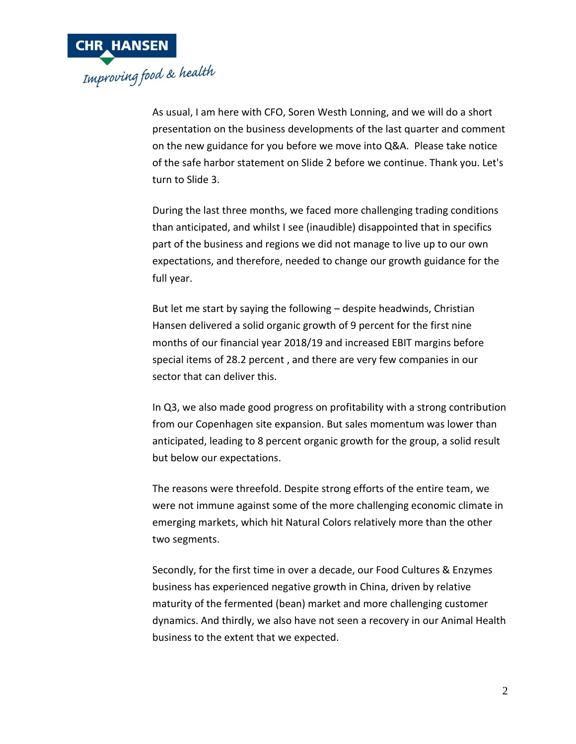As usual, I am here with CFO, Soren Westh Lonning, and we will do a short presentation on the business developments of the last quarter and comment on the new guidance for you before we move into Q&A. Please take notice of the safe harbor statement on Slide 2 before we continue. Thank you. Let's turn to Slide 3.

During the last three months, we faced more challenging trading conditions than anticipated, and whilst I see (inaudible) disappointed that in specifics part of the business and regions we did not manage to live up to our own expectations, and therefore, needed to change our growth guidance for the full year.

But let me start by saying the following – despite headwinds, Christian Hansen delivered a solid organic growth of 9 percent for the first nine months of our financial year 2018/19 and increased EBIT margins before special items of 28.2 percent , and there are very few companies in our sector that can deliver this.

In Q3, we also made good progress on profitability with a strong contribution from our Copenhagen site expansion. But sales momentum was lower than anticipated, leading to 8 percent organic growth for the group, a solid result but below our expectations.

The reasons were threefold. Despite strong efforts of the entire team, we were not immune against some of the more challenging economic climate in emerging markets, which hit Natural Colors relatively more than the other two segments.

Secondly, for the first time in over a decade, our Food Cultures & Enzymes business has experienced negative growth in China, driven by relative maturity of the fermented (bean) market and more challenging customer dynamics. And thirdly, we also have not seen a recovery in our Animal Health business to the extent that we expected.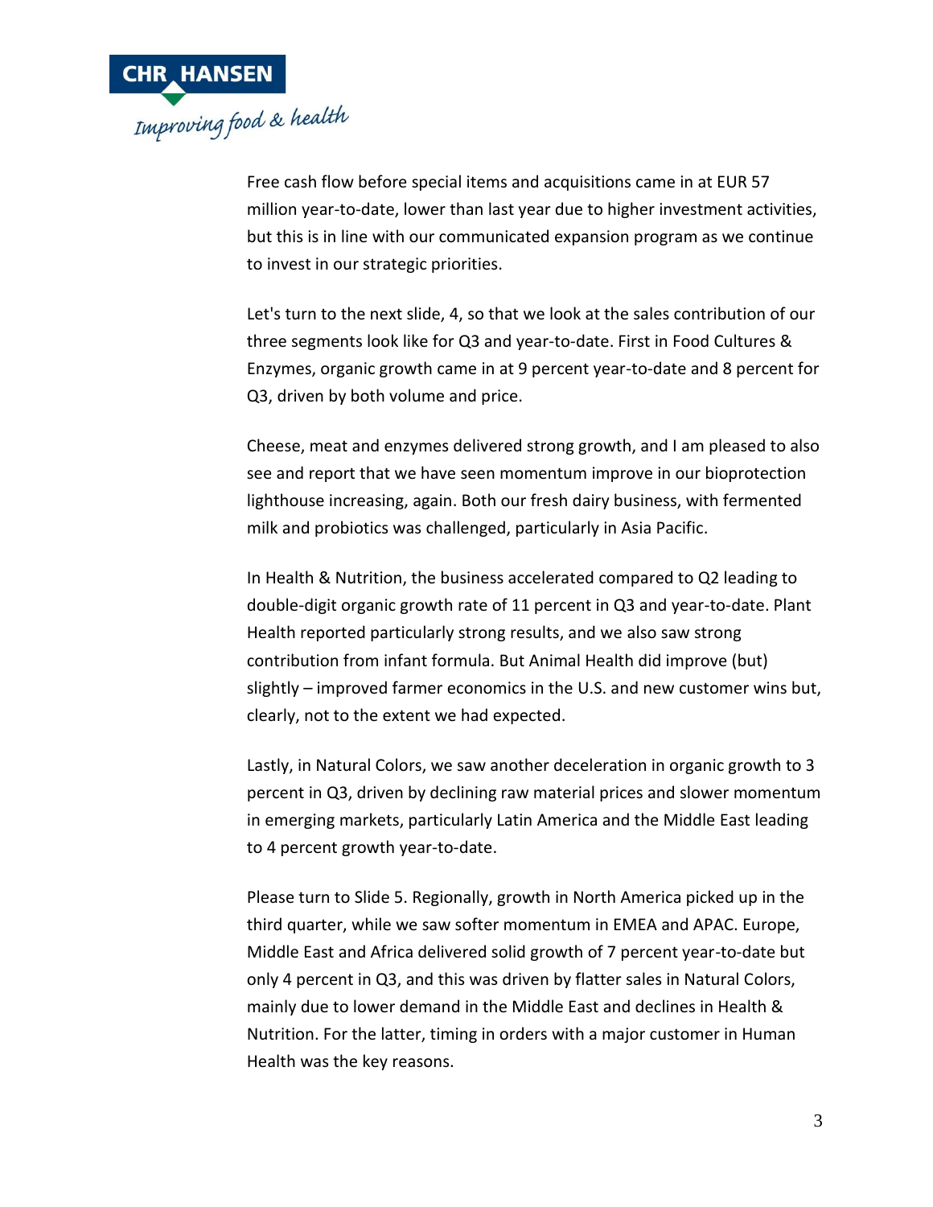Free cash flow before special items and acquisitions came in at EUR 57 million year-to-date, lower than last year due to higher investment activities, but this is in line with our communicated expansion program as we continue to invest in our strategic priorities.

Let's turn to the next slide, 4, so that we look at the sales contribution of our three segments look like for Q3 and year-to-date. First in Food Cultures & Enzymes, organic growth came in at 9 percent year-to-date and 8 percent for Q3, driven by both volume and price.

Cheese, meat and enzymes delivered strong growth, and I am pleased to also see and report that we have seen momentum improve in our bioprotection lighthouse increasing, again. Both our fresh dairy business, with fermented milk and probiotics was challenged, particularly in Asia Pacific.

In Health & Nutrition, the business accelerated compared to Q2 leading to double-digit organic growth rate of 11 percent in Q3 and year-to-date. Plant Health reported particularly strong results, and we also saw strong contribution from infant formula. But Animal Health did improve (but) slightly – improved farmer economics in the U.S. and new customer wins but, clearly, not to the extent we had expected.

Lastly, in Natural Colors, we saw another deceleration in organic growth to 3 percent in Q3, driven by declining raw material prices and slower momentum in emerging markets, particularly Latin America and the Middle East leading to 4 percent growth year-to-date.

Please turn to Slide 5. Regionally, growth in North America picked up in the third quarter, while we saw softer momentum in EMEA and APAC. Europe, Middle East and Africa delivered solid growth of 7 percent year-to-date but only 4 percent in Q3, and this was driven by flatter sales in Natural Colors, mainly due to lower demand in the Middle East and declines in Health & Nutrition. For the latter, timing in orders with a major customer in Human Health was the key reasons.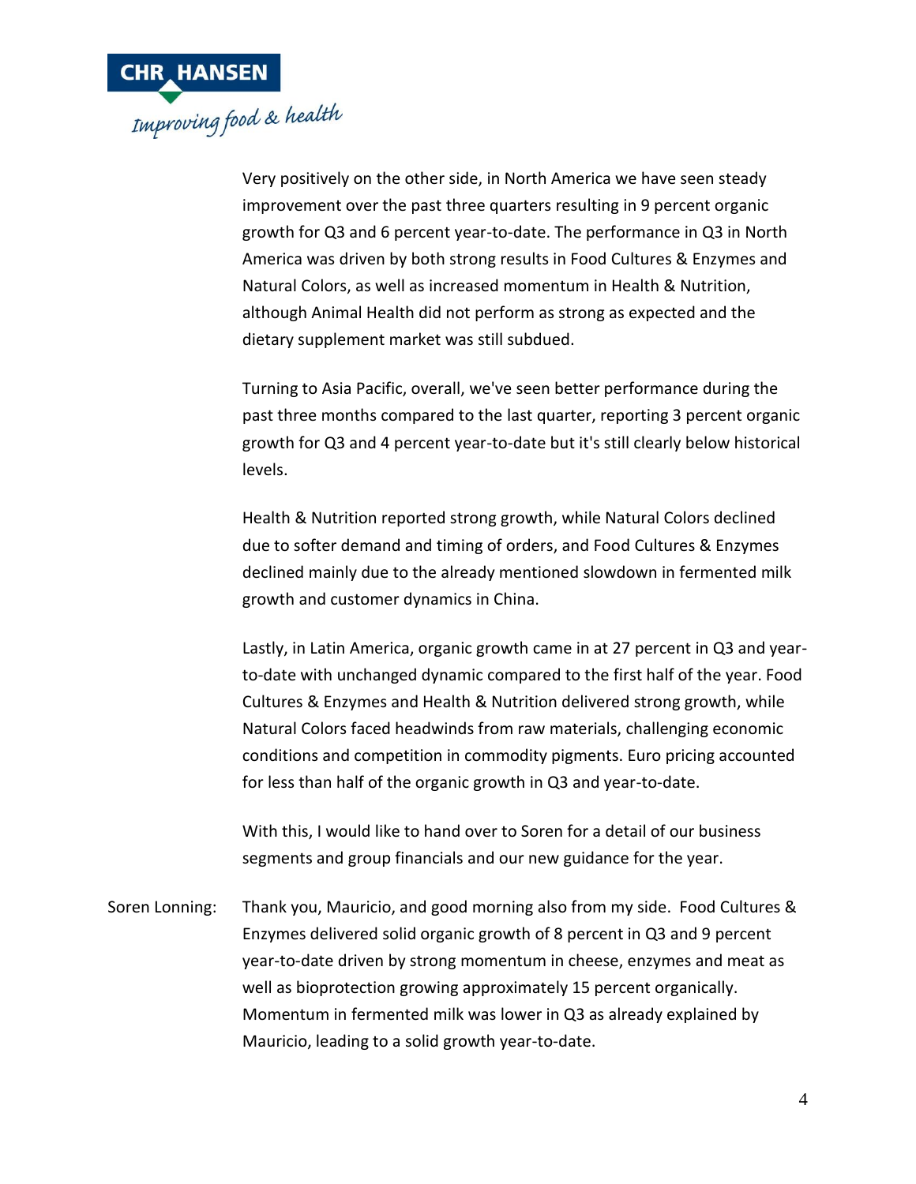Very positively on the other side, in North America we have seen steady improvement over the past three quarters resulting in 9 percent organic growth for Q3 and 6 percent year-to-date. The performance in Q3 in North America was driven by both strong results in Food Cultures & Enzymes and Natural Colors, as well as increased momentum in Health & Nutrition, although Animal Health did not perform as strong as expected and the dietary supplement market was still subdued.

Turning to Asia Pacific, overall, we've seen better performance during the past three months compared to the last quarter, reporting 3 percent organic growth for Q3 and 4 percent year-to-date but it's still clearly below historical levels.

Health & Nutrition reported strong growth, while Natural Colors declined due to softer demand and timing of orders, and Food Cultures & Enzymes declined mainly due to the already mentioned slowdown in fermented milk growth and customer dynamics in China.

Lastly, in Latin America, organic growth came in at 27 percent in Q3 and year-to-date with unchanged dynamic compared to the first half of the year. Food Cultures & Enzymes and Health & Nutrition delivered strong growth, while Natural Colors faced headwinds from raw materials, challenging economic conditions and competition in commodity pigments. Euro pricing accounted for less than half of the organic growth in Q3 and year-to-date.

With this, I would like to hand over to Soren for a detail of our business segments and group financials and our new guidance for the year.

Soren Lonning: Thank you, Mauricio, and good morning also from my side. Food Cultures & Enzymes delivered solid organic growth of 8 percent in Q3 and 9 percent year-to-date driven by strong momentum in cheese, enzymes and meat as well as bioprotection growing approximately 15 percent organically. Momentum in fermented milk was lower in Q3 as already explained by Mauricio, leading to a solid growth year-to-date.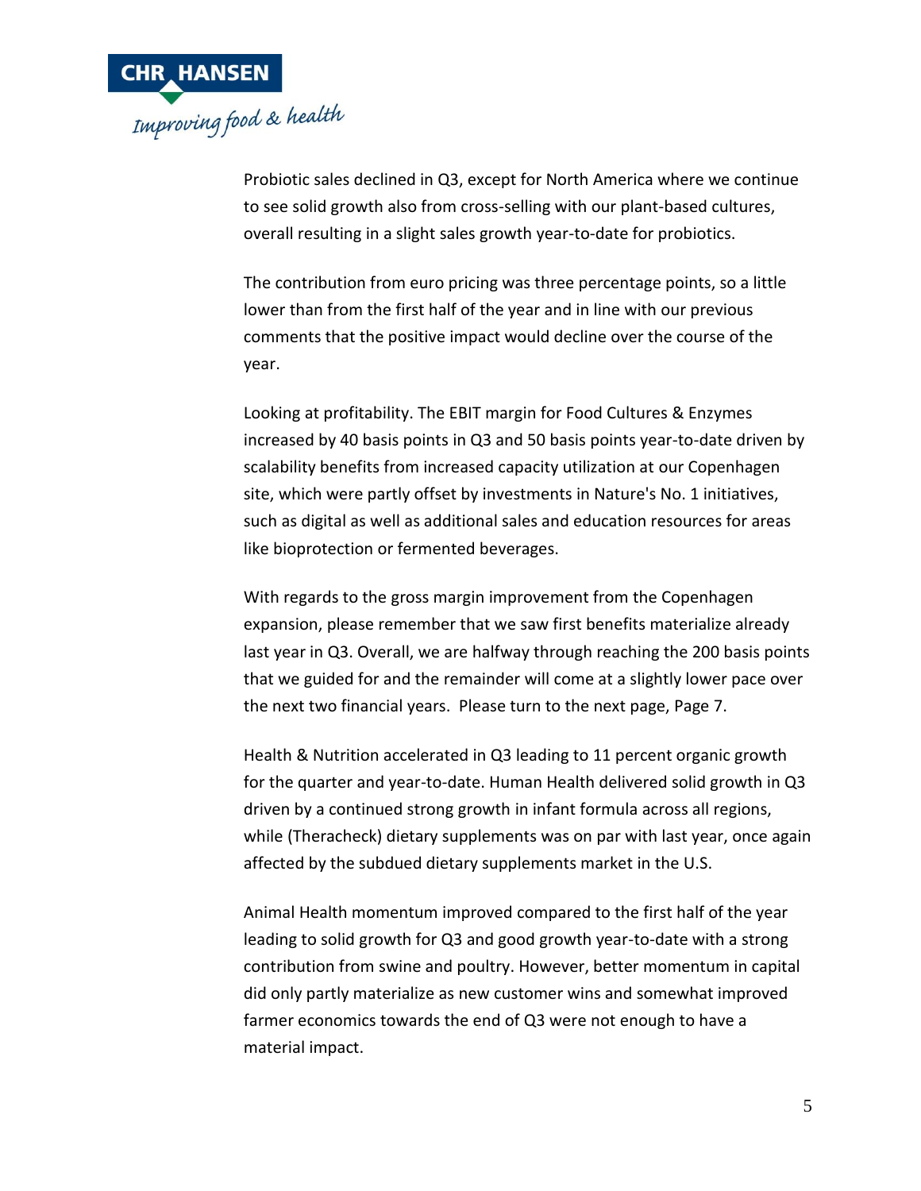Probiotic sales declined in Q3, except for North America where we continue to see solid growth also from cross-selling with our plant-based cultures, overall resulting in a slight sales growth year-to-date for probiotics.

The contribution from euro pricing was three percentage points, so a little lower than from the first half of the year and in line with our previous comments that the positive impact would decline over the course of the year.

Looking at profitability. The EBIT margin for Food Cultures & Enzymes increased by 40 basis points in Q3 and 50 basis points year-to-date driven by scalability benefits from increased capacity utilization at our Copenhagen site, which were partly offset by investments in Nature's No. 1 initiatives, such as digital as well as additional sales and education resources for areas like bioprotection or fermented beverages.

With regards to the gross margin improvement from the Copenhagen expansion, please remember that we saw first benefits materialize already last year in Q3. Overall, we are halfway through reaching the 200 basis points that we guided for and the remainder will come at a slightly lower pace over the next two financial years. Please turn to the next page, Page 7.

Health & Nutrition accelerated in Q3 leading to 11 percent organic growth for the quarter and year-to-date. Human Health delivered solid growth in Q3 driven by a continued strong growth in infant formula across all regions, while (Theracheck) dietary supplements was on par with last year, once again affected by the subdued dietary supplements market in the U.S.

Animal Health momentum improved compared to the first half of the year leading to solid growth for Q3 and good growth year-to-date with a strong contribution from swine and poultry. However, better momentum in capital did only partly materialize as new customer wins and somewhat improved farmer economics towards the end of Q3 were not enough to have a material impact.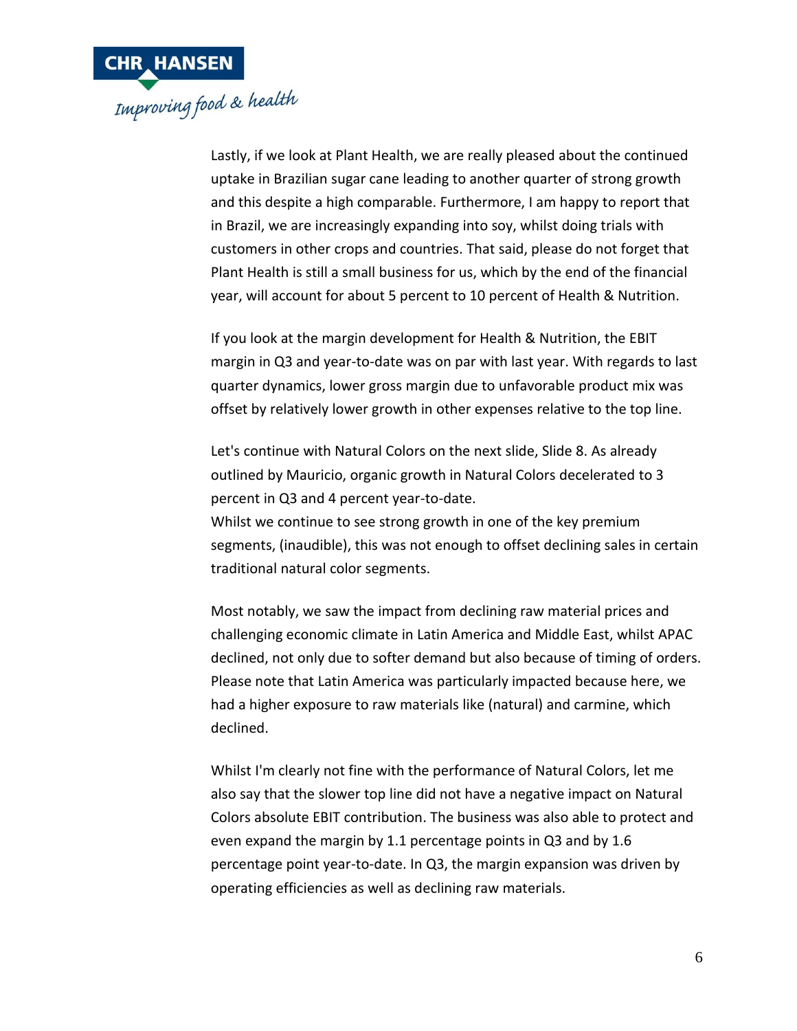Lastly, if we look at Plant Health, we are really pleased about the continued uptake in Brazilian sugar cane leading to another quarter of strong growth and this despite a high comparable. Furthermore, I am happy to report that in Brazil, we are increasingly expanding into soy, whilst doing trials with customers in other crops and countries. That said, please do not forget that Plant Health is still a small business for us, which by the end of the financial year, will account for about 5 percent to 10 percent of Health & Nutrition.

If you look at the margin development for Health & Nutrition, the EBIT margin in Q3 and year-to-date was on par with last year. With regards to last quarter dynamics, lower gross margin due to unfavorable product mix was offset by relatively lower growth in other expenses relative to the top line.

Let's continue with Natural Colors on the next slide, Slide 8. As already outlined by Mauricio, organic growth in Natural Colors decelerated to 3 percent in Q3 and 4 percent year-to-date.
Whilst we continue to see strong growth in one of the key premium segments, (inaudible), this was not enough to offset declining sales in certain traditional natural color segments.

Most notably, we saw the impact from declining raw material prices and challenging economic climate in Latin America and Middle East, whilst APAC declined, not only due to softer demand but also because of timing of orders. Please note that Latin America was particularly impacted because here, we had a higher exposure to raw materials like (natural) and carmine, which declined.

Whilst I'm clearly not fine with the performance of Natural Colors, let me also say that the slower top line did not have a negative impact on Natural Colors absolute EBIT contribution. The business was also able to protect and even expand the margin by 1.1 percentage points in Q3 and by 1.6 percentage point year-to-date. In Q3, the margin expansion was driven by operating efficiencies as well as declining raw materials.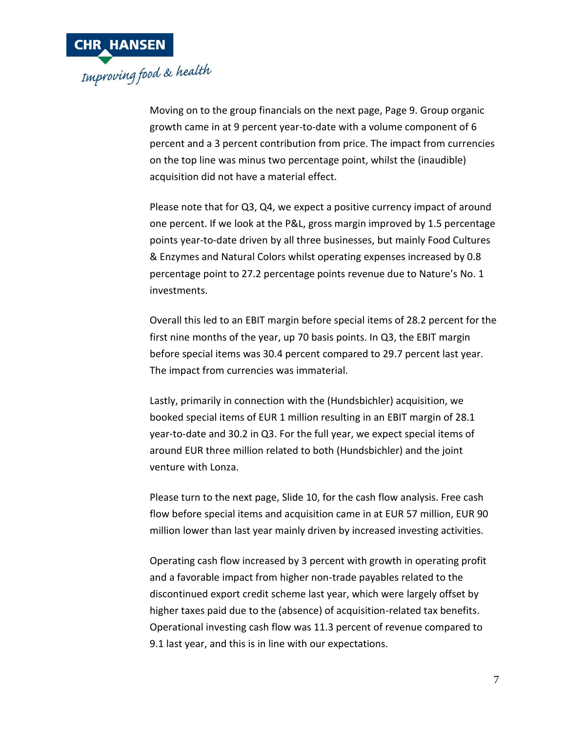Moving on to the group financials on the next page, Page 9. Group organic growth came in at 9 percent year-to-date with a volume component of 6 percent and a 3 percent contribution from price. The impact from currencies on the top line was minus two percentage point, whilst the (inaudible) acquisition did not have a material effect.

Please note that for Q3, Q4, we expect a positive currency impact of around one percent. If we look at the P&L, gross margin improved by 1.5 percentage points year-to-date driven by all three businesses, but mainly Food Cultures & Enzymes and Natural Colors whilst operating expenses increased by 0.8 percentage point to 27.2 percentage points revenue due to Nature's No. 1 investments.

Overall this led to an EBIT margin before special items of 28.2 percent for the first nine months of the year, up 70 basis points. In Q3, the EBIT margin before special items was 30.4 percent compared to 29.7 percent last year. The impact from currencies was immaterial.

Lastly, primarily in connection with the (Hundsbichler) acquisition, we booked special items of EUR 1 million resulting in an EBIT margin of 28.1 year-to-date and 30.2 in Q3. For the full year, we expect special items of around EUR three million related to both (Hundsbichler) and the joint venture with Lonza.

Please turn to the next page, Slide 10, for the cash flow analysis. Free cash flow before special items and acquisition came in at EUR 57 million, EUR 90 million lower than last year mainly driven by increased investing activities.

Operating cash flow increased by 3 percent with growth in operating profit and a favorable impact from higher non-trade payables related to the discontinued export credit scheme last year, which were largely offset by higher taxes paid due to the (absence) of acquisition-related tax benefits. Operational investing cash flow was 11.3 percent of revenue compared to 9.1 last year, and this is in line with our expectations.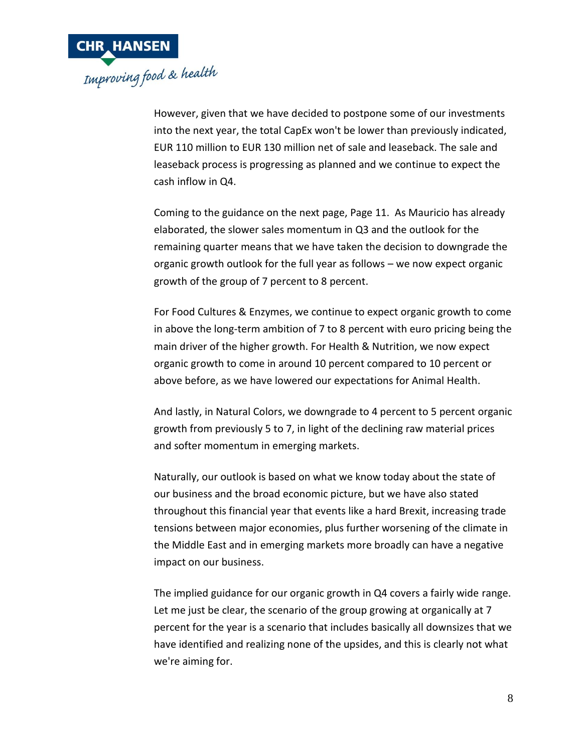However, given that we have decided to postpone some of our investments into the next year, the total CapEx won't be lower than previously indicated, EUR 110 million to EUR 130 million net of sale and leaseback. The sale and leaseback process is progressing as planned and we continue to expect the cash inflow in Q4.

Coming to the guidance on the next page, Page 11. As Mauricio has already elaborated, the slower sales momentum in Q3 and the outlook for the remaining quarter means that we have taken the decision to downgrade the organic growth outlook for the full year as follows – we now expect organic growth of the group of 7 percent to 8 percent.

For Food Cultures & Enzymes, we continue to expect organic growth to come in above the long-term ambition of 7 to 8 percent with euro pricing being the main driver of the higher growth. For Health & Nutrition, we now expect organic growth to come in around 10 percent compared to 10 percent or above before, as we have lowered our expectations for Animal Health.

And lastly, in Natural Colors, we downgrade to 4 percent to 5 percent organic growth from previously 5 to 7, in light of the declining raw material prices and softer momentum in emerging markets.

Naturally, our outlook is based on what we know today about the state of our business and the broad economic picture, but we have also stated throughout this financial year that events like a hard Brexit, increasing trade tensions between major economies, plus further worsening of the climate in the Middle East and in emerging markets more broadly can have a negative impact on our business.

The implied guidance for our organic growth in Q4 covers a fairly wide range. Let me just be clear, the scenario of the group growing at organically at 7 percent for the year is a scenario that includes basically all downsizes that we have identified and realizing none of the upsides, and this is clearly not what we're aiming for.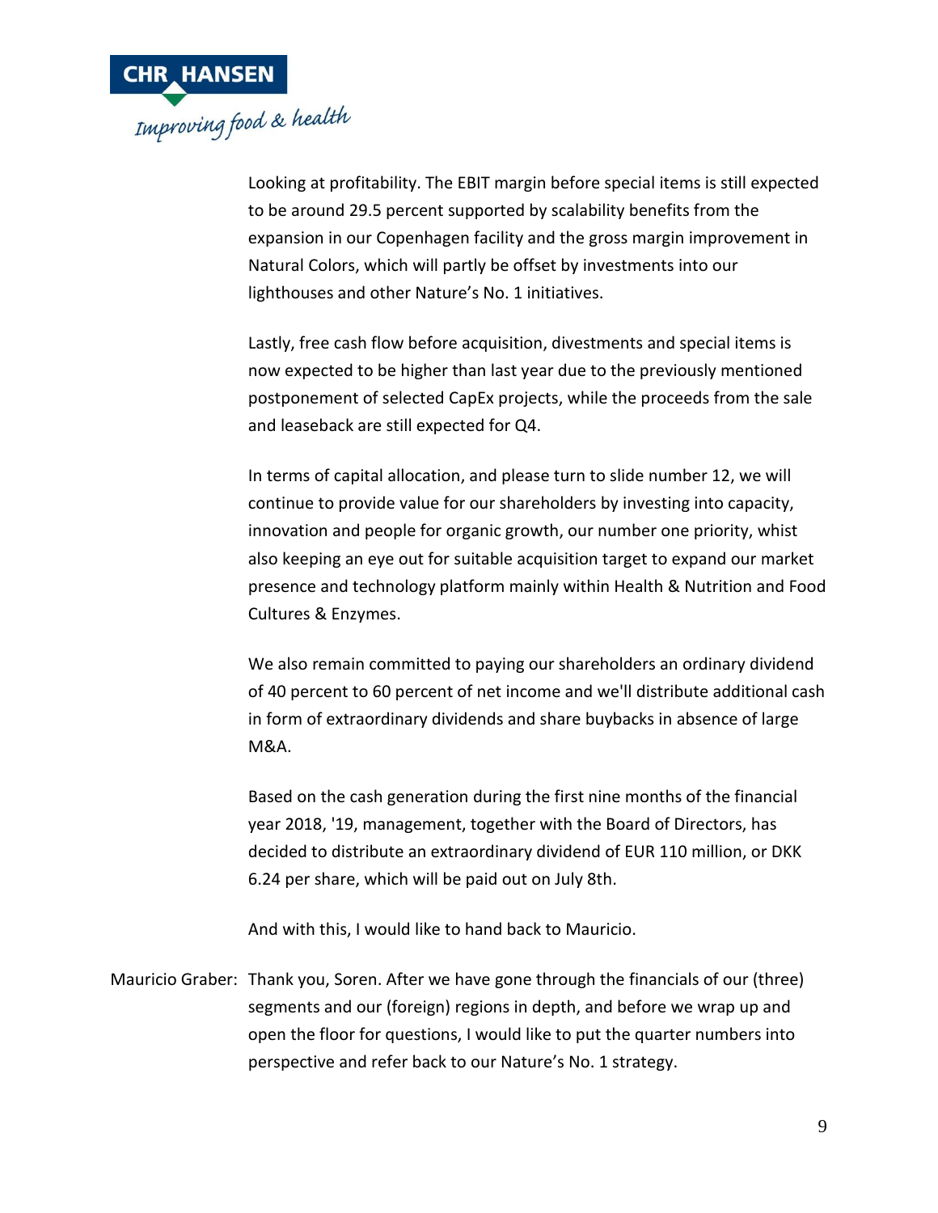Looking at profitability. The EBIT margin before special items is still expected to be around 29.5 percent supported by scalability benefits from the expansion in our Copenhagen facility and the gross margin improvement in Natural Colors, which will partly be offset by investments into our lighthouses and other Nature's No. 1 initiatives.

Lastly, free cash flow before acquisition, divestments and special items is now expected to be higher than last year due to the previously mentioned postponement of selected CapEx projects, while the proceeds from the sale and leaseback are still expected for Q4.

In terms of capital allocation, and please turn to slide number 12, we will continue to provide value for our shareholders by investing into capacity, innovation and people for organic growth, our number one priority, whist also keeping an eye out for suitable acquisition target to expand our market presence and technology platform mainly within Health & Nutrition and Food Cultures & Enzymes.

We also remain committed to paying our shareholders an ordinary dividend of 40 percent to 60 percent of net income and we'll distribute additional cash in form of extraordinary dividends and share buybacks in absence of large M&A.

Based on the cash generation during the first nine months of the financial year 2018, '19, management, together with the Board of Directors, has decided to distribute an extraordinary dividend of EUR 110 million, or DKK 6.24 per share, which will be paid out on July 8th.

And with this, I would like to hand back to Mauricio.

Mauricio Graber: Thank you, Soren. After we have gone through the financials of our (three) segments and our (foreign) regions in depth, and before we wrap up and open the floor for questions, I would like to put the quarter numbers into perspective and refer back to our Nature's No. 1 strategy.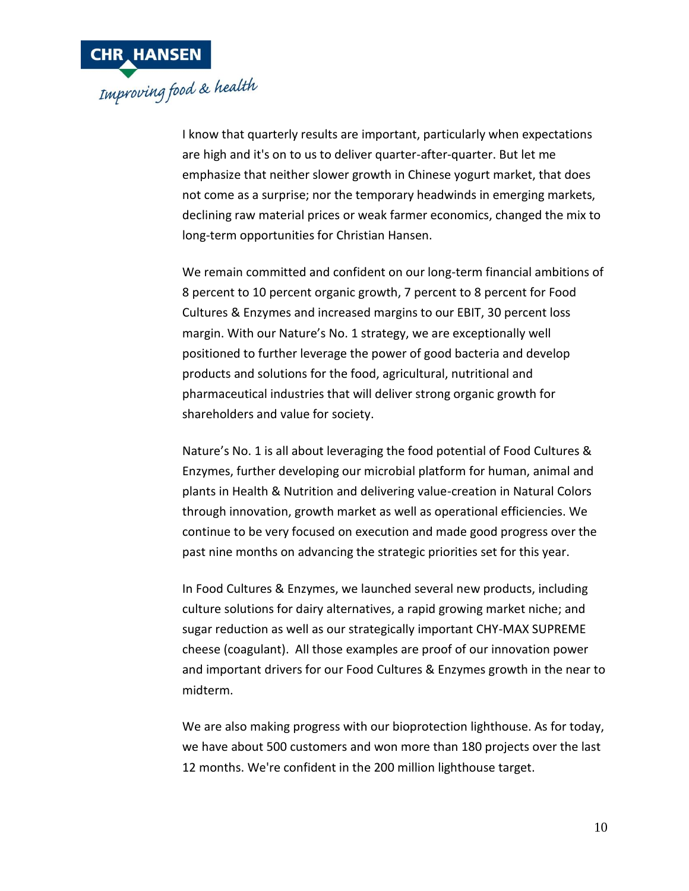I know that quarterly results are important, particularly when expectations are high and it's on to us to deliver quarter-after-quarter. But let me emphasize that neither slower growth in Chinese yogurt market, that does not come as a surprise; nor the temporary headwinds in emerging markets, declining raw material prices or weak farmer economics, changed the mix to long-term opportunities for Christian Hansen.

We remain committed and confident on our long-term financial ambitions of 8 percent to 10 percent organic growth, 7 percent to 8 percent for Food Cultures & Enzymes and increased margins to our EBIT, 30 percent loss margin. With our Nature's No. 1 strategy, we are exceptionally well positioned to further leverage the power of good bacteria and develop products and solutions for the food, agricultural, nutritional and pharmaceutical industries that will deliver strong organic growth for shareholders and value for society.

Nature's No. 1 is all about leveraging the food potential of Food Cultures & Enzymes, further developing our microbial platform for human, animal and plants in Health & Nutrition and delivering value-creation in Natural Colors through innovation, growth market as well as operational efficiencies. We continue to be very focused on execution and made good progress over the past nine months on advancing the strategic priorities set for this year.

In Food Cultures & Enzymes, we launched several new products, including culture solutions for dairy alternatives, a rapid growing market niche; and sugar reduction as well as our strategically important CHY-MAX SUPREME cheese (coagulant). All those examples are proof of our innovation power and important drivers for our Food Cultures & Enzymes growth in the near to midterm.

We are also making progress with our bioprotection lighthouse. As for today, we have about 500 customers and won more than 180 projects over the last 12 months. We're confident in the 200 million lighthouse target.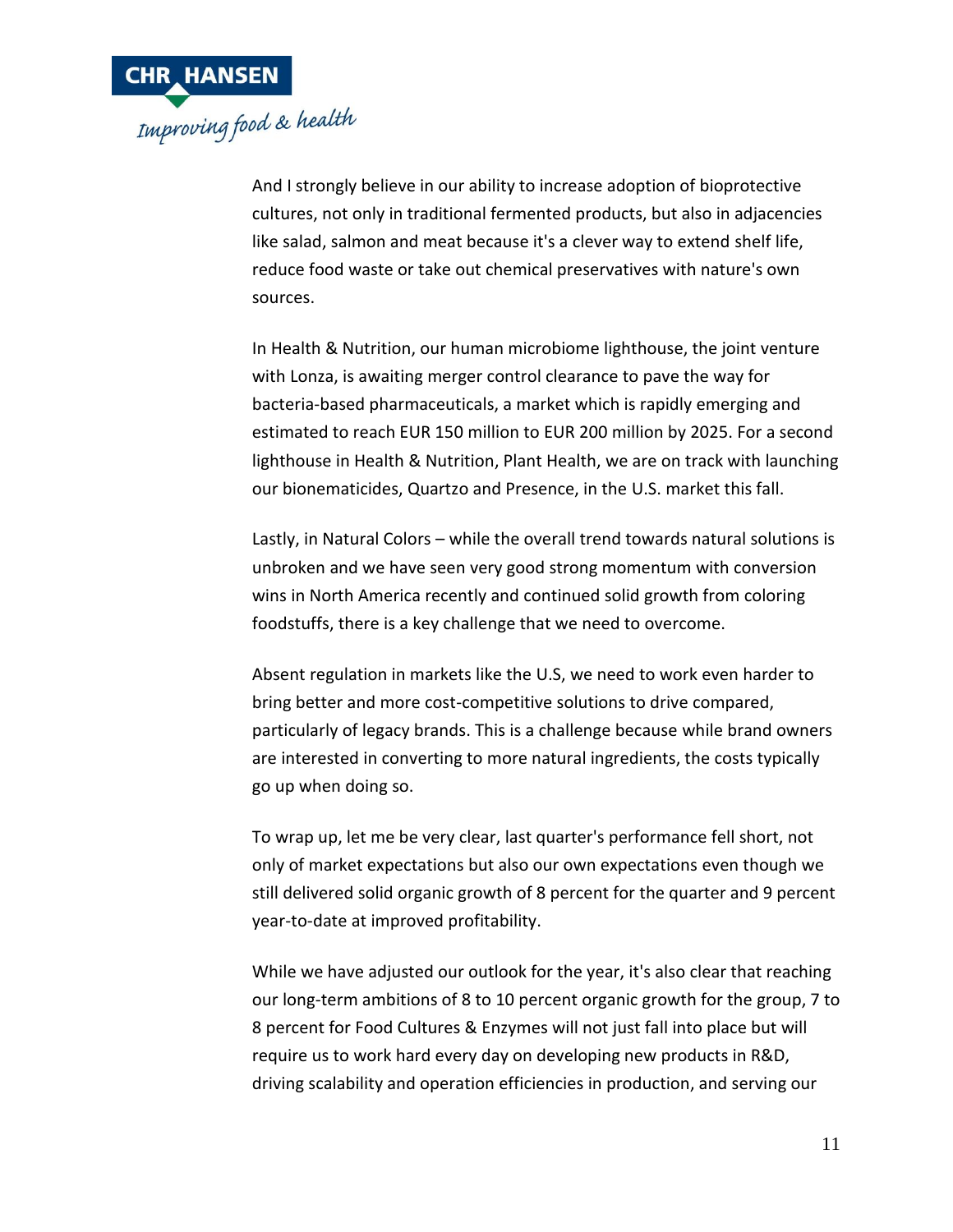And I strongly believe in our ability to increase adoption of bioprotective cultures, not only in traditional fermented products, but also in adjacencies like salad, salmon and meat because it's a clever way to extend shelf life, reduce food waste or take out chemical preservatives with nature's own sources.

In Health & Nutrition, our human microbiome lighthouse, the joint venture with Lonza, is awaiting merger control clearance to pave the way for bacteria-based pharmaceuticals, a market which is rapidly emerging and estimated to reach EUR 150 million to EUR 200 million by 2025. For a second lighthouse in Health & Nutrition, Plant Health, we are on track with launching our bionematicides, Quartzo and Presence, in the U.S. market this fall.

Lastly, in Natural Colors – while the overall trend towards natural solutions is unbroken and we have seen very good strong momentum with conversion wins in North America recently and continued solid growth from coloring foodstuffs, there is a key challenge that we need to overcome.

Absent regulation in markets like the U.S, we need to work even harder to bring better and more cost-competitive solutions to drive compared, particularly of legacy brands. This is a challenge because while brand owners are interested in converting to more natural ingredients, the costs typically go up when doing so.

To wrap up, let me be very clear, last quarter's performance fell short, not only of market expectations but also our own expectations even though we still delivered solid organic growth of 8 percent for the quarter and 9 percent year-to-date at improved profitability.

While we have adjusted our outlook for the year, it's also clear that reaching our long-term ambitions of 8 to 10 percent organic growth for the group, 7 to 8 percent for Food Cultures & Enzymes will not just fall into place but will require us to work hard every day on developing new products in R&D, driving scalability and operation efficiencies in production, and serving our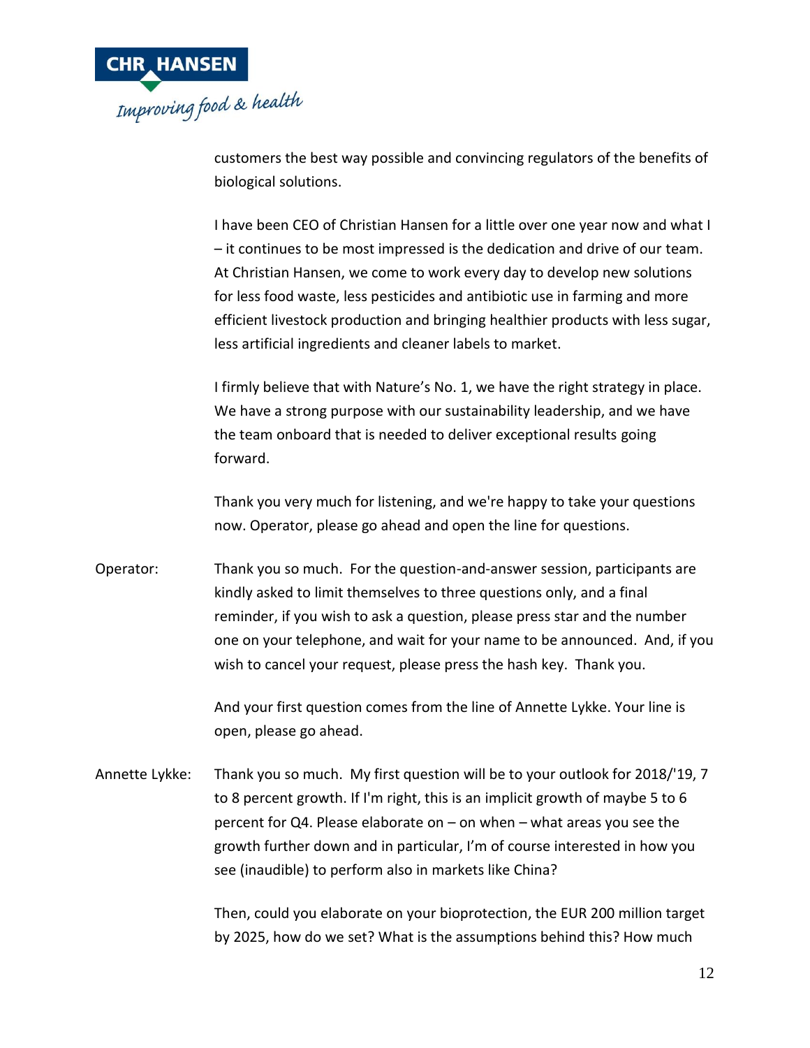customers the best way possible and convincing regulators of the benefits of biological solutions.

I have been CEO of Christian Hansen for a little over one year now and what I – it continues to be most impressed is the dedication and drive of our team. At Christian Hansen, we come to work every day to develop new solutions for less food waste, less pesticides and antibiotic use in farming and more efficient livestock production and bringing healthier products with less sugar, less artificial ingredients and cleaner labels to market.

I firmly believe that with Nature's No. 1, we have the right strategy in place. We have a strong purpose with our sustainability leadership, and we have the team onboard that is needed to deliver exceptional results going forward.

Thank you very much for listening, and we're happy to take your questions now. Operator, please go ahead and open the line for questions.

Operator: Thank you so much. For the question-and-answer session, participants are kindly asked to limit themselves to three questions only, and a final reminder, if you wish to ask a question, please press star and the number one on your telephone, and wait for your name to be announced. And, if you wish to cancel your request, please press the hash key. Thank you.

And your first question comes from the line of Annette Lykke. Your line is open, please go ahead.

Annette Lykke: Thank you so much. My first question will be to your outlook for 2018/'19, 7 to 8 percent growth. If I'm right, this is an implicit growth of maybe 5 to 6 percent for Q4. Please elaborate on – on when – what areas you see the growth further down and in particular, I'm of course interested in how you see (inaudible) to perform also in markets like China?

Then, could you elaborate on your bioprotection, the EUR 200 million target by 2025, how do we set? What is the assumptions behind this? How much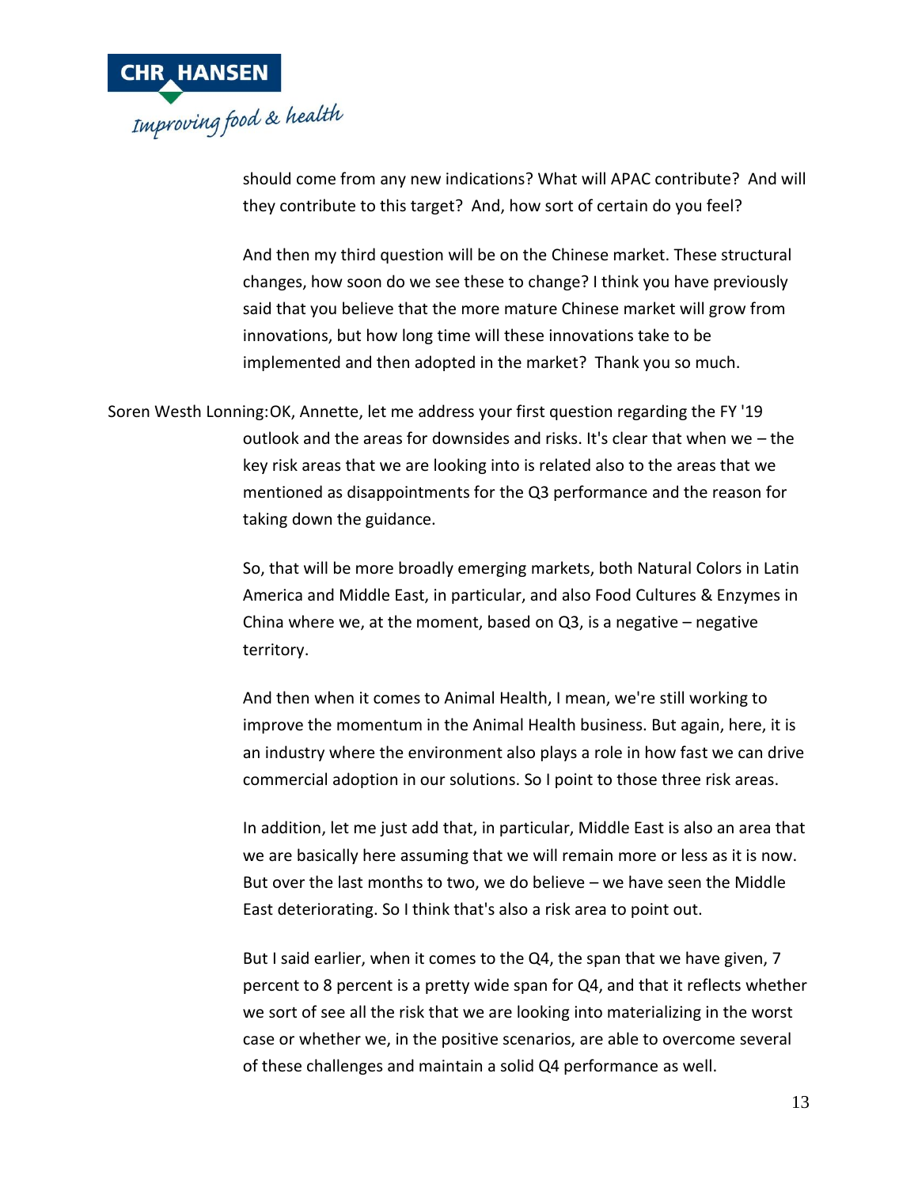should come from any new indications? What will APAC contribute? And will they contribute to this target? And, how sort of certain do you feel?

And then my third question will be on the Chinese market. These structural changes, how soon do we see these to change? I think you have previously said that you believe that the more mature Chinese market will grow from innovations, but how long time will these innovations take to be implemented and then adopted in the market? Thank you so much.

Soren Westh Lonning: OK, Annette, let me address your first question regarding the FY '19 outlook and the areas for downsides and risks. It's clear that when we – the key risk areas that we are looking into is related also to the areas that we mentioned as disappointments for the Q3 performance and the reason for taking down the guidance.

So, that will be more broadly emerging markets, both Natural Colors in Latin America and Middle East, in particular, and also Food Cultures & Enzymes in China where we, at the moment, based on Q3, is a negative – negative territory.

And then when it comes to Animal Health, I mean, we're still working to improve the momentum in the Animal Health business. But again, here, it is an industry where the environment also plays a role in how fast we can drive commercial adoption in our solutions. So I point to those three risk areas.

In addition, let me just add that, in particular, Middle East is also an area that we are basically here assuming that we will remain more or less as it is now. But over the last months to two, we do believe – we have seen the Middle East deteriorating. So I think that's also a risk area to point out.

But I said earlier, when it comes to the Q4, the span that we have given, 7 percent to 8 percent is a pretty wide span for Q4, and that it reflects whether we sort of see all the risk that we are looking into materializing in the worst case or whether we, in the positive scenarios, are able to overcome several of these challenges and maintain a solid Q4 performance as well.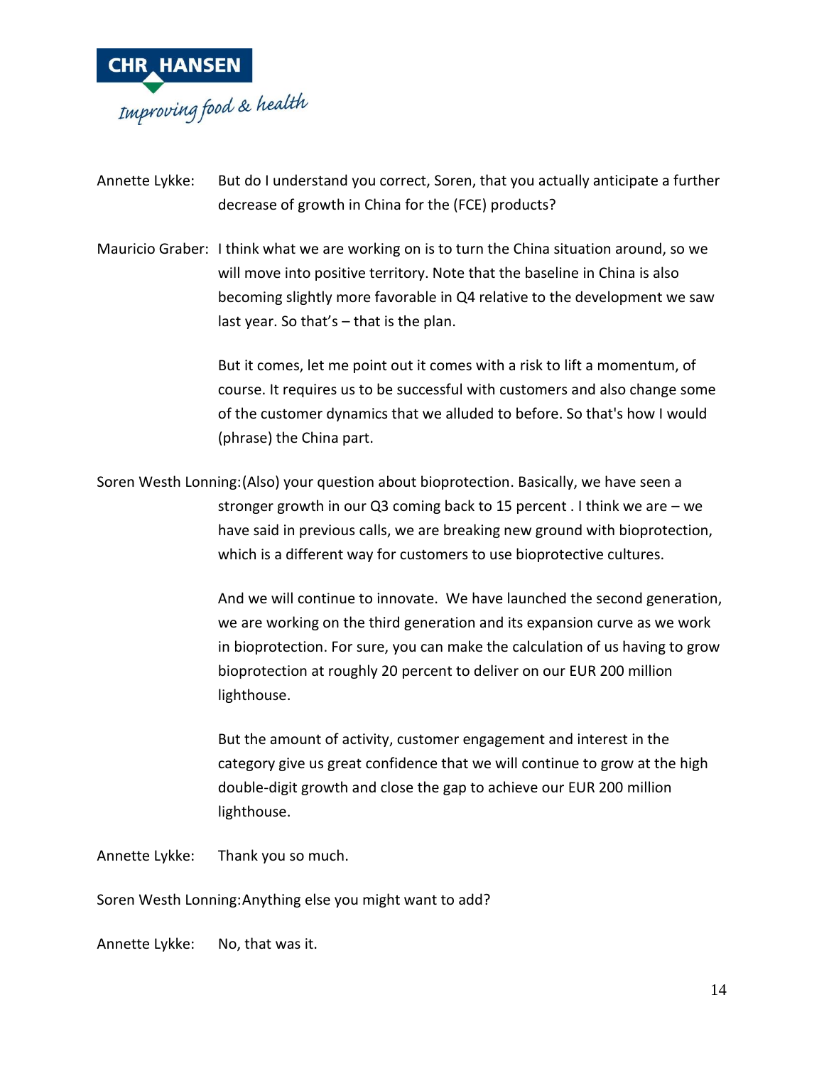Annette Lykke: But do I understand you correct, Soren, that you actually anticipate a further decrease of growth in China for the (FCE) products?

Mauricio Graber: I think what we are working on is to turn the China situation around, so we will move into positive territory. Note that the baseline in China is also becoming slightly more favorable in Q4 relative to the development we saw last year. So that's – that is the plan.

But it comes, let me point out it comes with a risk to lift a momentum, of course. It requires us to be successful with customers and also change some of the customer dynamics that we alluded to before. So that's how I would (phrase) the China part.

Soren Westh Lonning: (Also) your question about bioprotection. Basically, we have seen a stronger growth in our Q3 coming back to 15 percent . I think we are – we have said in previous calls, we are breaking new ground with bioprotection, which is a different way for customers to use bioprotective cultures.

And we will continue to innovate. We have launched the second generation, we are working on the third generation and its expansion curve as we work in bioprotection. For sure, you can make the calculation of us having to grow bioprotection at roughly 20 percent to deliver on our EUR 200 million lighthouse.

But the amount of activity, customer engagement and interest in the category give us great confidence that we will continue to grow at the high double-digit growth and close the gap to achieve our EUR 200 million lighthouse.

Annette Lykke: Thank you so much.

Soren Westh Lonning: Anything else you might want to add?

Annette Lykke: No, that was it.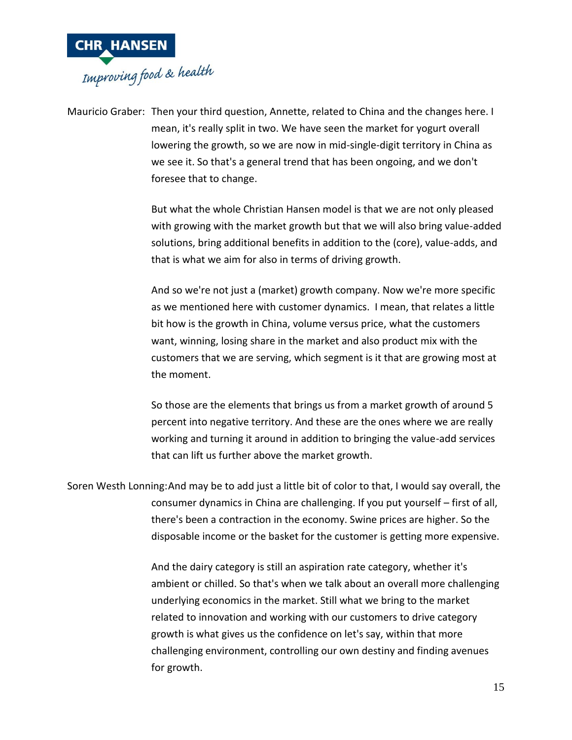Mauricio Graber: Then your third question, Annette, related to China and the changes here. I mean, it's really split in two. We have seen the market for yogurt overall lowering the growth, so we are now in mid-single-digit territory in China as we see it. So that's a general trend that has been ongoing, and we don't foresee that to change.

But what the whole Christian Hansen model is that we are not only pleased with growing with the market growth but that we will also bring value-added solutions, bring additional benefits in addition to the (core), value-adds, and that is what we aim for also in terms of driving growth.

And so we're not just a (market) growth company. Now we're more specific as we mentioned here with customer dynamics. I mean, that relates a little bit how is the growth in China, volume versus price, what the customers want, winning, losing share in the market and also product mix with the customers that we are serving, which segment is it that are growing most at the moment.

So those are the elements that brings us from a market growth of around 5 percent into negative territory. And these are the ones where we are really working and turning it around in addition to bringing the value-add services that can lift us further above the market growth.

Soren Westh Lonning: And may be to add just a little bit of color to that, I would say overall, the consumer dynamics in China are challenging. If you put yourself – first of all, there's been a contraction in the economy. Swine prices are higher. So the disposable income or the basket for the customer is getting more expensive.

And the dairy category is still an aspiration rate category, whether it's ambient or chilled. So that's when we talk about an overall more challenging underlying economics in the market. Still what we bring to the market related to innovation and working with our customers to drive category growth is what gives us the confidence on let's say, within that more challenging environment, controlling our own destiny and finding avenues for growth.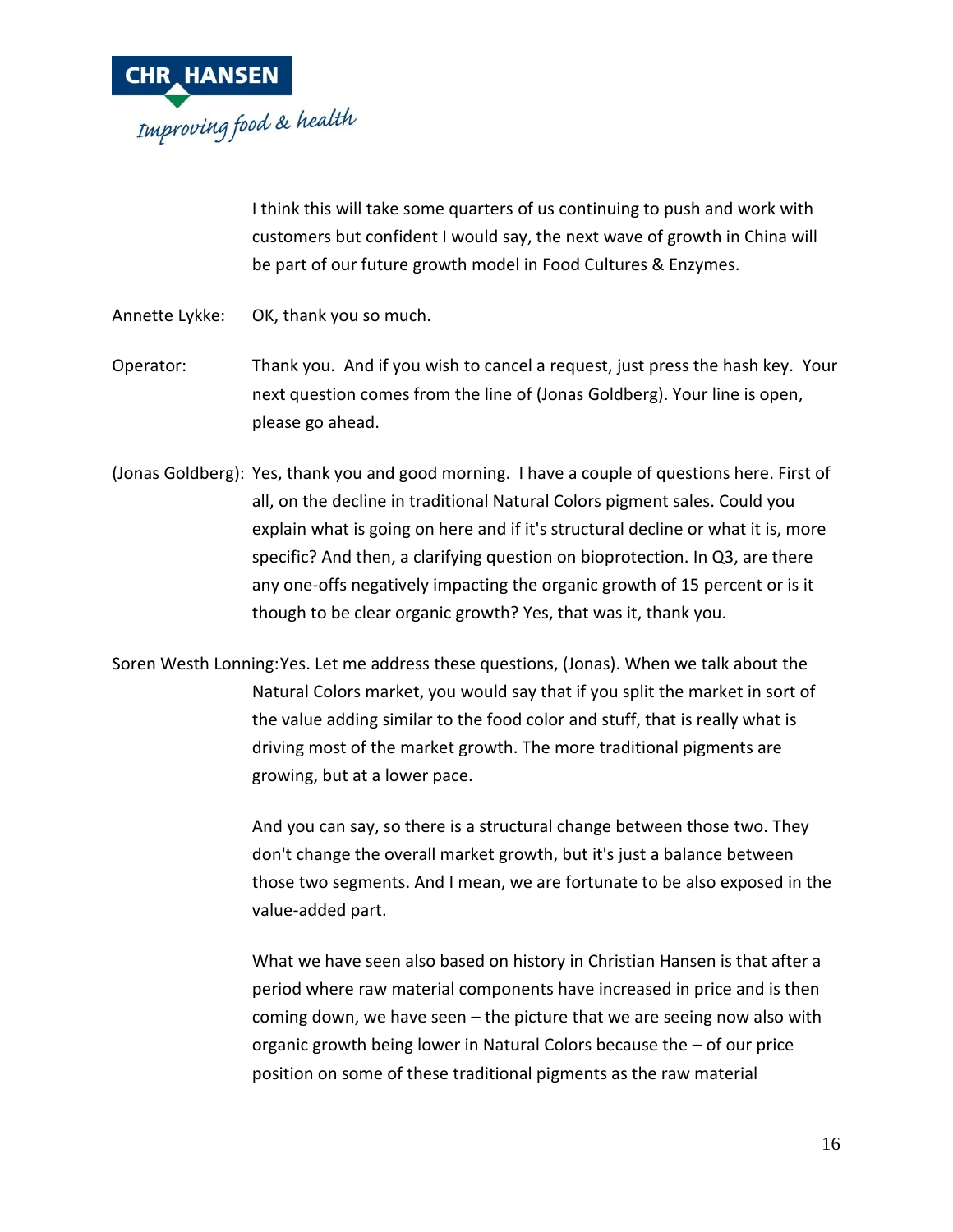I think this will take some quarters of us continuing to push and work with customers but confident I would say, the next wave of growth in China will be part of our future growth model in Food Cultures & Enzymes.

Annette Lykke: OK, thank you so much.

Operator: Thank you. And if you wish to cancel a request, just press the hash key. Your next question comes from the line of (Jonas Goldberg). Your line is open, please go ahead.

(Jonas Goldberg): Yes, thank you and good morning. I have a couple of questions here. First of all, on the decline in traditional Natural Colors pigment sales. Could you explain what is going on here and if it's structural decline or what it is, more specific? And then, a clarifying question on bioprotection. In Q3, are there any one-offs negatively impacting the organic growth of 15 percent or is it though to be clear organic growth? Yes, that was it, thank you.

Soren Westh Lonning: Yes. Let me address these questions, (Jonas). When we talk about the Natural Colors market, you would say that if you split the market in sort of the value adding similar to the food color and stuff, that is really what is driving most of the market growth. The more traditional pigments are growing, but at a lower pace.

And you can say, so there is a structural change between those two. They don't change the overall market growth, but it's just a balance between those two segments. And I mean, we are fortunate to be also exposed in the value-added part.

What we have seen also based on history in Christian Hansen is that after a period where raw material components have increased in price and is then coming down, we have seen – the picture that we are seeing now also with organic growth being lower in Natural Colors because the – of our price position on some of these traditional pigments as the raw material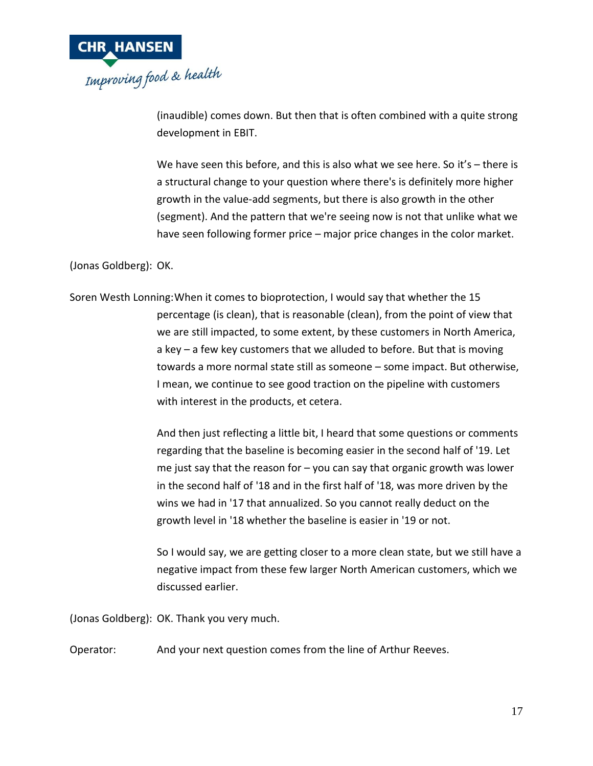(inaudible) comes down. But then that is often combined with a quite strong development in EBIT.

We have seen this before, and this is also what we see here. So it's – there is a structural change to your question where there's is definitely more higher growth in the value-add segments, but there is also growth in the other (segment). And the pattern that we're seeing now is not that unlike what we have seen following former price – major price changes in the color market.

(Jonas Goldberg): OK.

Soren Westh Lonning: When it comes to bioprotection, I would say that whether the 15 percentage (is clean), that is reasonable (clean), from the point of view that we are still impacted, to some extent, by these customers in North America, a key – a few key customers that we alluded to before. But that is moving towards a more normal state still as someone – some impact. But otherwise, I mean, we continue to see good traction on the pipeline with customers with interest in the products, et cetera.

And then just reflecting a little bit, I heard that some questions or comments regarding that the baseline is becoming easier in the second half of '19. Let me just say that the reason for – you can say that organic growth was lower in the second half of '18 and in the first half of '18, was more driven by the wins we had in '17 that annualized. So you cannot really deduct on the growth level in '18 whether the baseline is easier in '19 or not.

So I would say, we are getting closer to a more clean state, but we still have a negative impact from these few larger North American customers, which we discussed earlier.

(Jonas Goldberg): OK. Thank you very much.

Operator: And your next question comes from the line of Arthur Reeves.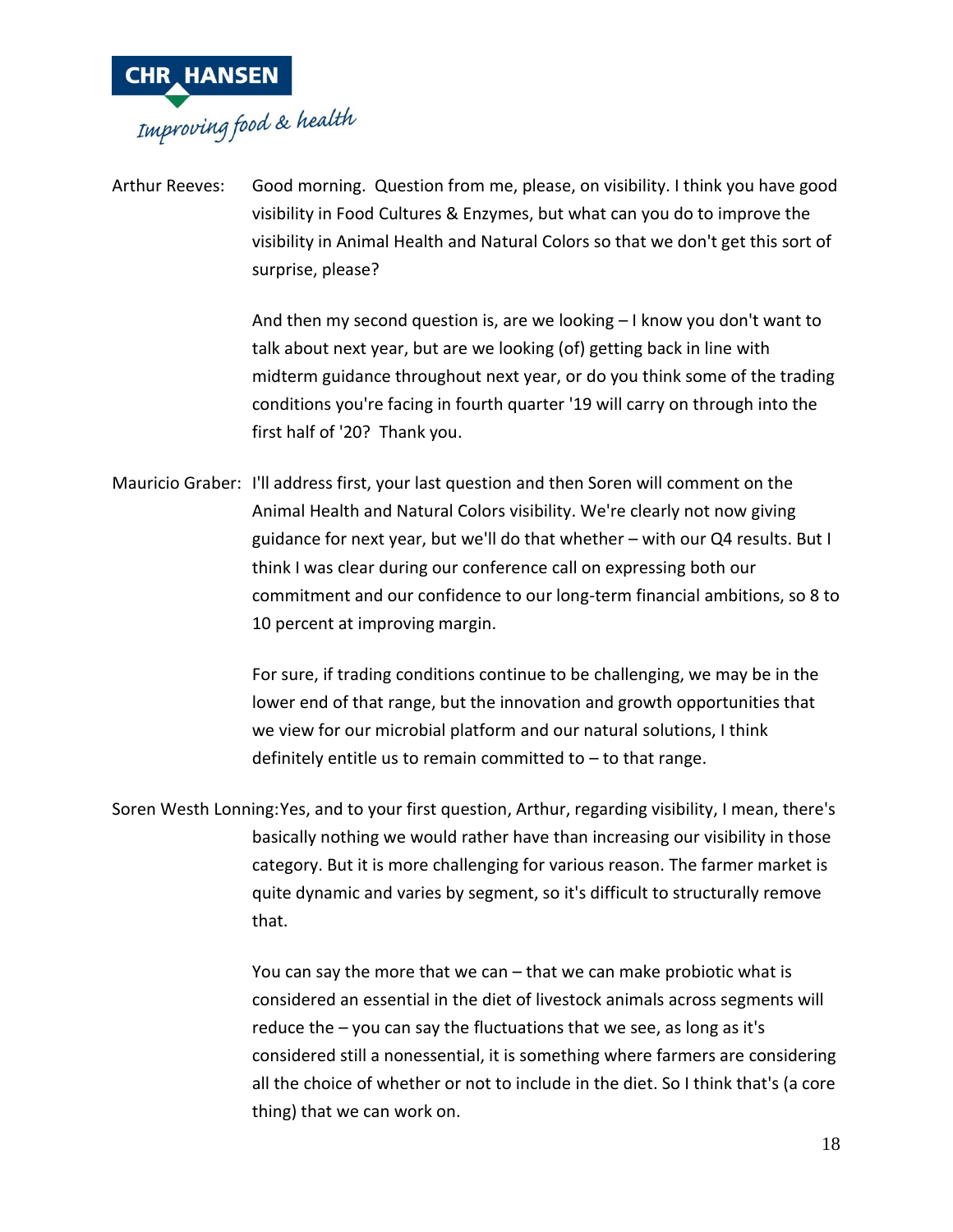Arthur Reeves: Good morning. Question from me, please, on visibility. I think you have good visibility in Food Cultures & Enzymes, but what can you do to improve the visibility in Animal Health and Natural Colors so that we don't get this sort of surprise, please?

And then my second question is, are we looking – I know you don't want to talk about next year, but are we looking (of) getting back in line with midterm guidance throughout next year, or do you think some of the trading conditions you're facing in fourth quarter '19 will carry on through into the first half of '20? Thank you.

Mauricio Graber: I'll address first, your last question and then Soren will comment on the Animal Health and Natural Colors visibility. We're clearly not now giving guidance for next year, but we'll do that whether – with our Q4 results. But I think I was clear during our conference call on expressing both our commitment and our confidence to our long-term financial ambitions, so 8 to 10 percent at improving margin.

For sure, if trading conditions continue to be challenging, we may be in the lower end of that range, but the innovation and growth opportunities that we view for our microbial platform and our natural solutions, I think definitely entitle us to remain committed to – to that range.

Soren Westh Lonning: Yes, and to your first question, Arthur, regarding visibility, I mean, there's basically nothing we would rather have than increasing our visibility in those category. But it is more challenging for various reason. The farmer market is quite dynamic and varies by segment, so it's difficult to structurally remove that.

You can say the more that we can – that we can make probiotic what is considered an essential in the diet of livestock animals across segments will reduce the – you can say the fluctuations that we see, as long as it's considered still a nonessential, it is something where farmers are considering all the choice of whether or not to include in the diet. So I think that's (a core thing) that we can work on.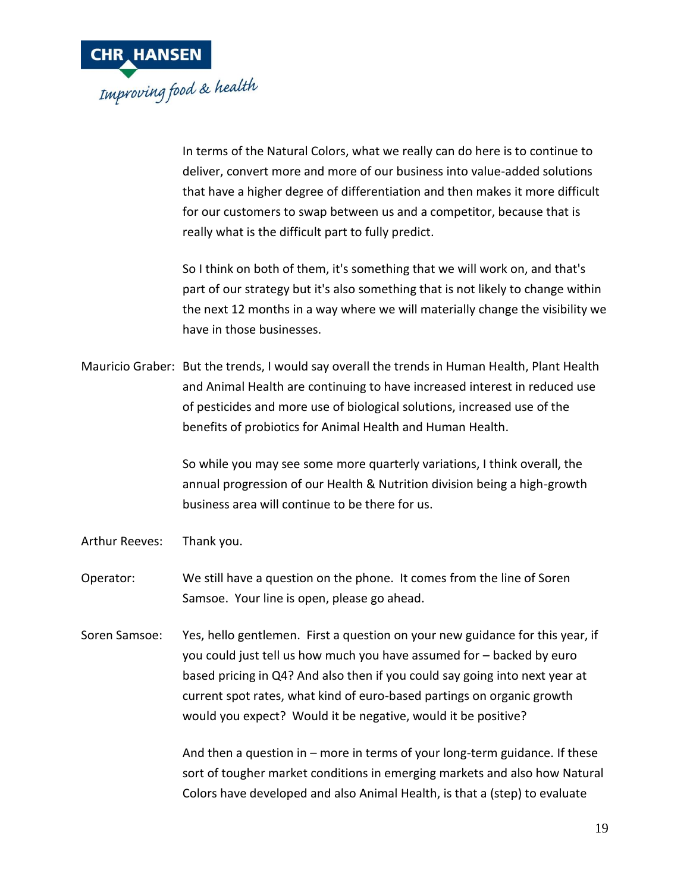In terms of the Natural Colors, what we really can do here is to continue to deliver, convert more and more of our business into value-added solutions that have a higher degree of differentiation and then makes it more difficult for our customers to swap between us and a competitor, because that is really what is the difficult part to fully predict.

So I think on both of them, it's something that we will work on, and that's part of our strategy but it's also something that is not likely to change within the next 12 months in a way where we will materially change the visibility we have in those businesses.

Mauricio Graber: But the trends, I would say overall the trends in Human Health, Plant Health and Animal Health are continuing to have increased interest in reduced use of pesticides and more use of biological solutions, increased use of the benefits of probiotics for Animal Health and Human Health.

So while you may see some more quarterly variations, I think overall, the annual progression of our Health & Nutrition division being a high-growth business area will continue to be there for us.

Arthur Reeves: Thank you.

Operator: We still have a question on the phone. It comes from the line of Soren Samsoe. Your line is open, please go ahead.

Soren Samsoe: Yes, hello gentlemen. First a question on your new guidance for this year, if you could just tell us how much you have assumed for – backed by euro based pricing in Q4? And also then if you could say going into next year at current spot rates, what kind of euro-based partings on organic growth would you expect? Would it be negative, would it be positive?

And then a question in – more in terms of your long-term guidance. If these sort of tougher market conditions in emerging markets and also how Natural Colors have developed and also Animal Health, is that a (step) to evaluate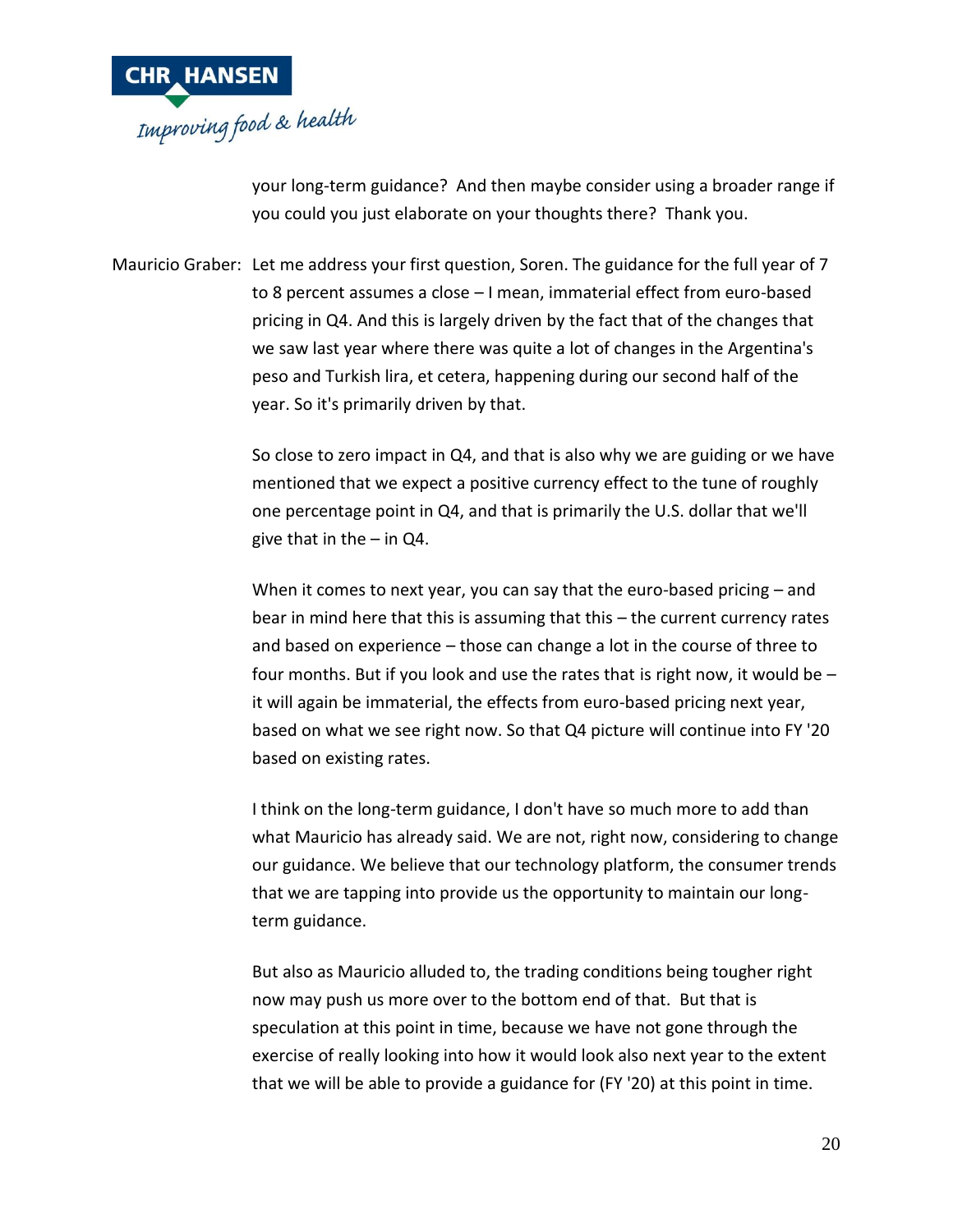your long-term guidance? And then maybe consider using a broader range if you could you just elaborate on your thoughts there? Thank you.

Mauricio Graber: Let me address your first question, Soren. The guidance for the full year of 7 to 8 percent assumes a close – I mean, immaterial effect from euro-based pricing in Q4. And this is largely driven by the fact that of the changes that we saw last year where there was quite a lot of changes in the Argentina's peso and Turkish lira, et cetera, happening during our second half of the year. So it's primarily driven by that.

So close to zero impact in Q4, and that is also why we are guiding or we have mentioned that we expect a positive currency effect to the tune of roughly one percentage point in Q4, and that is primarily the U.S. dollar that we'll give that in the – in Q4.

When it comes to next year, you can say that the euro-based pricing – and bear in mind here that this is assuming that this – the current currency rates and based on experience – those can change a lot in the course of three to four months. But if you look and use the rates that is right now, it would be – it will again be immaterial, the effects from euro-based pricing next year, based on what we see right now. So that Q4 picture will continue into FY '20 based on existing rates.

I think on the long-term guidance, I don't have so much more to add than what Mauricio has already said. We are not, right now, considering to change our guidance. We believe that our technology platform, the consumer trends that we are tapping into provide us the opportunity to maintain our long-term guidance.

But also as Mauricio alluded to, the trading conditions being tougher right now may push us more over to the bottom end of that. But that is speculation at this point in time, because we have not gone through the exercise of really looking into how it would look also next year to the extent that we will be able to provide a guidance for (FY '20) at this point in time.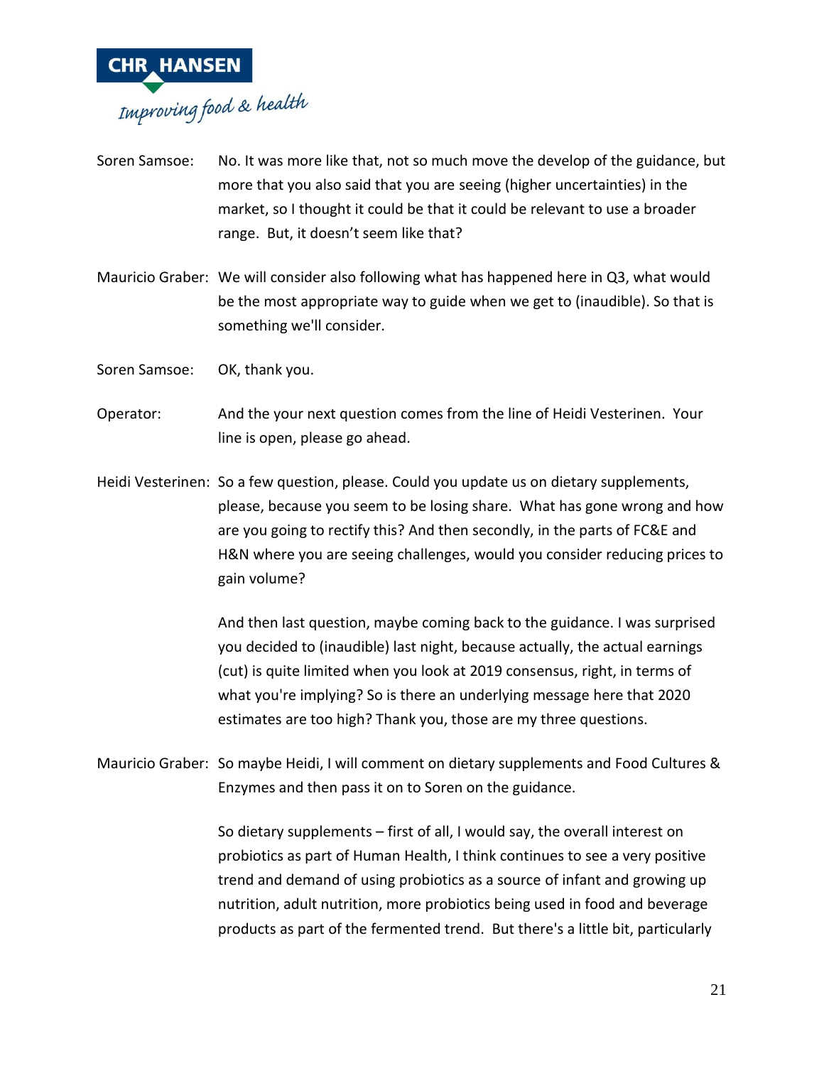Soren Samsoe: No. It was more like that, not so much move the develop of the guidance, but more that you also said that you are seeing (higher uncertainties) in the market, so I thought it could be that it could be relevant to use a broader range. But, it doesn't seem like that?

Mauricio Graber: We will consider also following what has happened here in Q3, what would be the most appropriate way to guide when we get to (inaudible). So that is something we'll consider.

Soren Samsoe: OK, thank you.

Operator: And the your next question comes from the line of Heidi Vesterinen. Your line is open, please go ahead.

Heidi Vesterinen: So a few question, please. Could you update us on dietary supplements, please, because you seem to be losing share. What has gone wrong and how are you going to rectify this? And then secondly, in the parts of FC&E and H&N where you are seeing challenges, would you consider reducing prices to gain volume?

And then last question, maybe coming back to the guidance. I was surprised you decided to (inaudible) last night, because actually, the actual earnings (cut) is quite limited when you look at 2019 consensus, right, in terms of what you're implying? So is there an underlying message here that 2020 estimates are too high? Thank you, those are my three questions.

Mauricio Graber: So maybe Heidi, I will comment on dietary supplements and Food Cultures & Enzymes and then pass it on to Soren on the guidance.

So dietary supplements – first of all, I would say, the overall interest on probiotics as part of Human Health, I think continues to see a very positive trend and demand of using probiotics as a source of infant and growing up nutrition, adult nutrition, more probiotics being used in food and beverage products as part of the fermented trend. But there's a little bit, particularly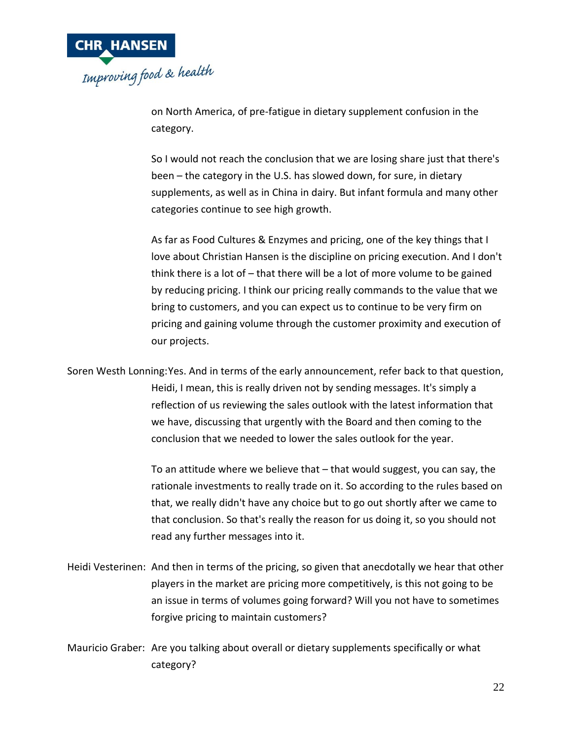on North America, of pre-fatigue in dietary supplement confusion in the category.

So I would not reach the conclusion that we are losing share just that there's been – the category in the U.S. has slowed down, for sure, in dietary supplements, as well as in China in dairy. But infant formula and many other categories continue to see high growth.

As far as Food Cultures & Enzymes and pricing, one of the key things that I love about Christian Hansen is the discipline on pricing execution. And I don't think there is a lot of – that there will be a lot of more volume to be gained by reducing pricing. I think our pricing really commands to the value that we bring to customers, and you can expect us to continue to be very firm on pricing and gaining volume through the customer proximity and execution of our projects.

Soren Westh Lonning: Yes. And in terms of the early announcement, refer back to that question, Heidi, I mean, this is really driven not by sending messages. It's simply a reflection of us reviewing the sales outlook with the latest information that we have, discussing that urgently with the Board and then coming to the conclusion that we needed to lower the sales outlook for the year.

To an attitude where we believe that – that would suggest, you can say, the rationale investments to really trade on it. So according to the rules based on that, we really didn't have any choice but to go out shortly after we came to that conclusion. So that's really the reason for us doing it, so you should not read any further messages into it.

Heidi Vesterinen: And then in terms of the pricing, so given that anecdotally we hear that other players in the market are pricing more competitively, is this not going to be an issue in terms of volumes going forward? Will you not have to sometimes forgive pricing to maintain customers?

Mauricio Graber: Are you talking about overall or dietary supplements specifically or what category?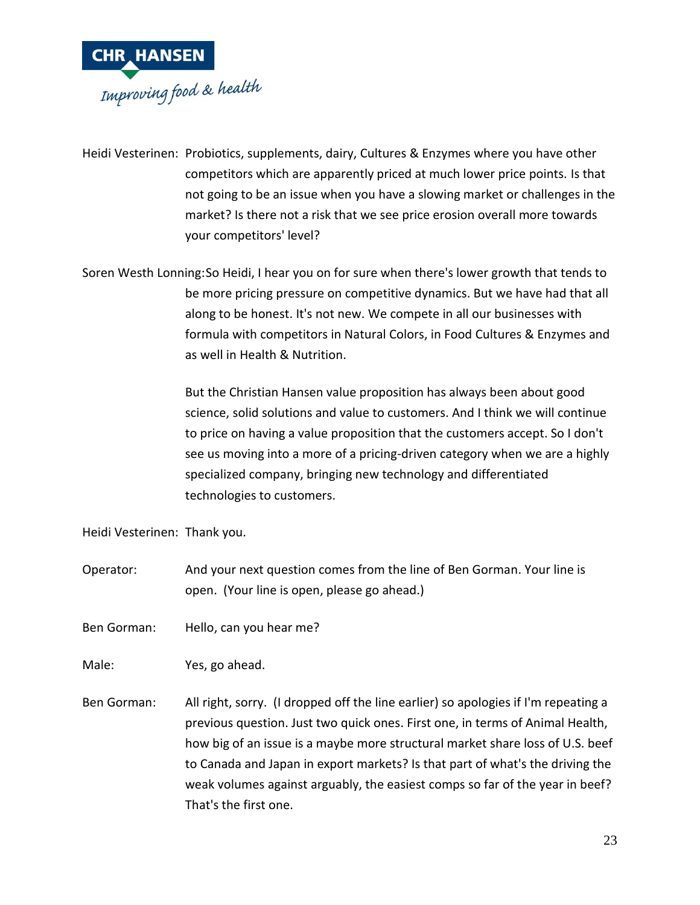Heidi Vesterinen: Probiotics, supplements, dairy, Cultures & Enzymes where you have other competitors which are apparently priced at much lower price points. Is that not going to be an issue when you have a slowing market or challenges in the market? Is there not a risk that we see price erosion overall more towards your competitors' level?

Soren Westh Lonning: So Heidi, I hear you on for sure when there's lower growth that tends to be more pricing pressure on competitive dynamics. But we have had that all along to be honest. It's not new. We compete in all our businesses with formula with competitors in Natural Colors, in Food Cultures & Enzymes and as well in Health & Nutrition.

But the Christian Hansen value proposition has always been about good science, solid solutions and value to customers. And I think we will continue to price on having a value proposition that the customers accept. So I don't see us moving into a more of a pricing-driven category when we are a highly specialized company, bringing new technology and differentiated technologies to customers.

Heidi Vesterinen: Thank you.

Operator: And your next question comes from the line of Ben Gorman. Your line is open. (Your line is open, please go ahead.)

Ben Gorman: Hello, can you hear me?

Male: Yes, go ahead.

Ben Gorman: All right, sorry. (I dropped off the line earlier) so apologies if I'm repeating a previous question. Just two quick ones. First one, in terms of Animal Health, how big of an issue is a maybe more structural market share loss of U.S. beef to Canada and Japan in export markets? Is that part of what's the driving the weak volumes against arguably, the easiest comps so far of the year in beef? That's the first one.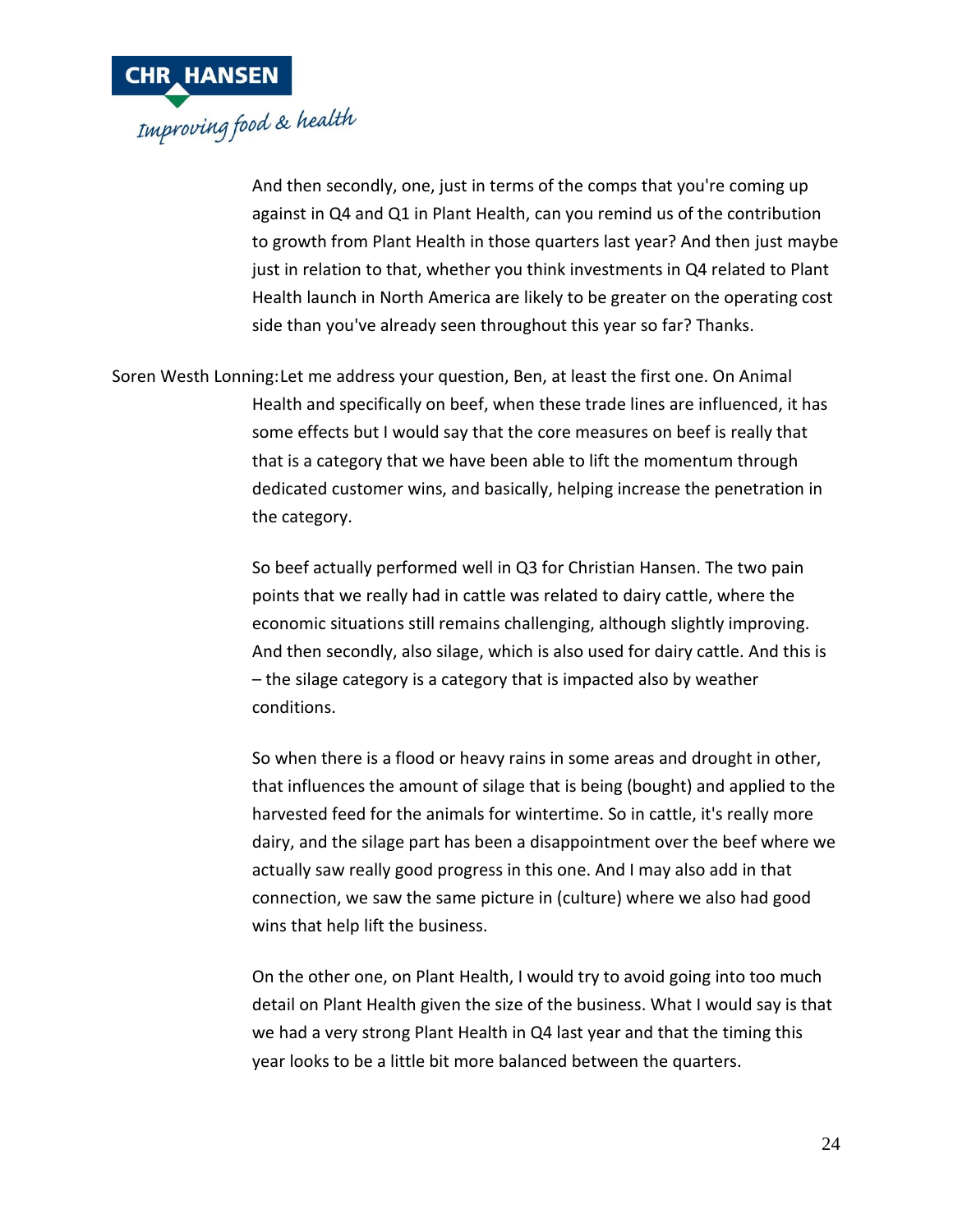And then secondly, one, just in terms of the comps that you're coming up against in Q4 and Q1 in Plant Health, can you remind us of the contribution to growth from Plant Health in those quarters last year? And then just maybe just in relation to that, whether you think investments in Q4 related to Plant Health launch in North America are likely to be greater on the operating cost side than you've already seen throughout this year so far? Thanks.

Soren Westh Lonning: Let me address your question, Ben, at least the first one. On Animal Health and specifically on beef, when these trade lines are influenced, it has some effects but I would say that the core measures on beef is really that that is a category that we have been able to lift the momentum through dedicated customer wins, and basically, helping increase the penetration in the category.

So beef actually performed well in Q3 for Christian Hansen. The two pain points that we really had in cattle was related to dairy cattle, where the economic situations still remains challenging, although slightly improving. And then secondly, also silage, which is also used for dairy cattle. And this is – the silage category is a category that is impacted also by weather conditions.

So when there is a flood or heavy rains in some areas and drought in other, that influences the amount of silage that is being (bought) and applied to the harvested feed for the animals for wintertime. So in cattle, it's really more dairy, and the silage part has been a disappointment over the beef where we actually saw really good progress in this one. And I may also add in that connection, we saw the same picture in (culture) where we also had good wins that help lift the business.

On the other one, on Plant Health, I would try to avoid going into too much detail on Plant Health given the size of the business. What I would say is that we had a very strong Plant Health in Q4 last year and that the timing this year looks to be a little bit more balanced between the quarters.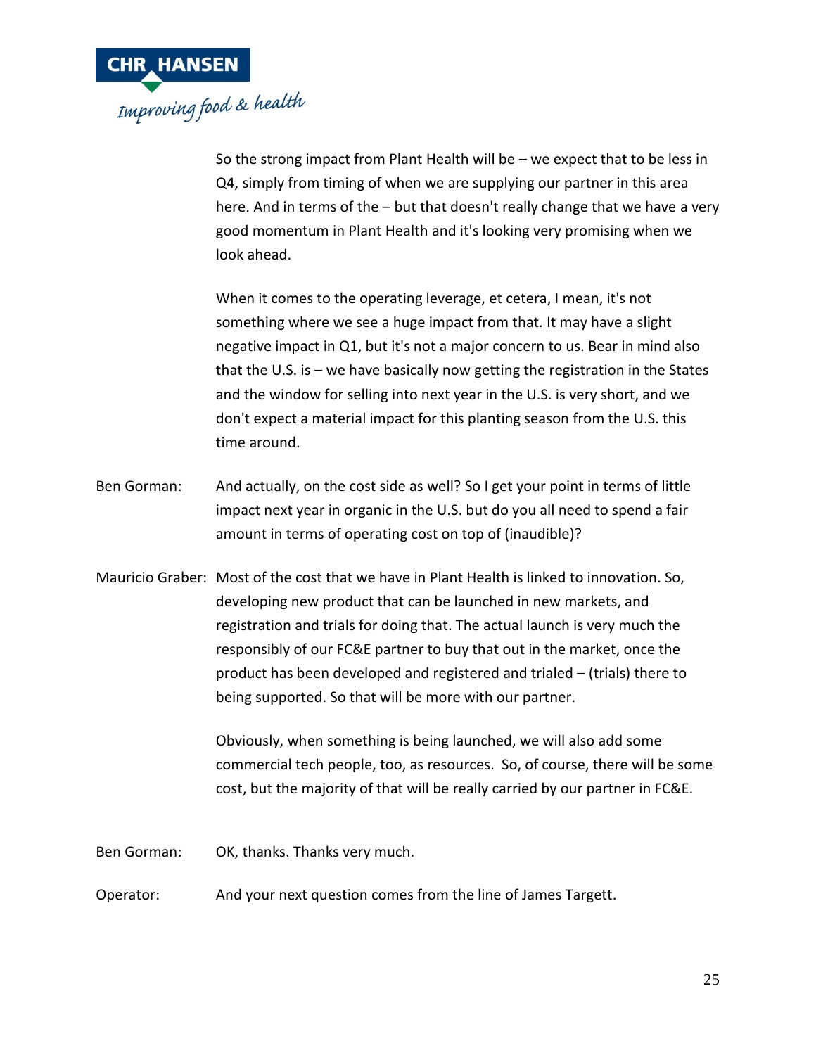So the strong impact from Plant Health will be – we expect that to be less in Q4, simply from timing of when we are supplying our partner in this area here. And in terms of the – but that doesn't really change that we have a very good momentum in Plant Health and it's looking very promising when we look ahead.

When it comes to the operating leverage, et cetera, I mean, it's not something where we see a huge impact from that. It may have a slight negative impact in Q1, but it's not a major concern to us. Bear in mind also that the U.S. is – we have basically now getting the registration in the States and the window for selling into next year in the U.S. is very short, and we don't expect a material impact for this planting season from the U.S. this time around.

Ben Gorman: And actually, on the cost side as well? So I get your point in terms of little impact next year in organic in the U.S. but do you all need to spend a fair amount in terms of operating cost on top of (inaudible)?

Mauricio Graber: Most of the cost that we have in Plant Health is linked to innovation. So, developing new product that can be launched in new markets, and registration and trials for doing that. The actual launch is very much the responsibly of our FC&E partner to buy that out in the market, once the product has been developed and registered and trialed – (trials) there to being supported. So that will be more with our partner.

Obviously, when something is being launched, we will also add some commercial tech people, too, as resources. So, of course, there will be some cost, but the majority of that will be really carried by our partner in FC&E.

Ben Gorman: OK, thanks. Thanks very much.

Operator: And your next question comes from the line of James Targett.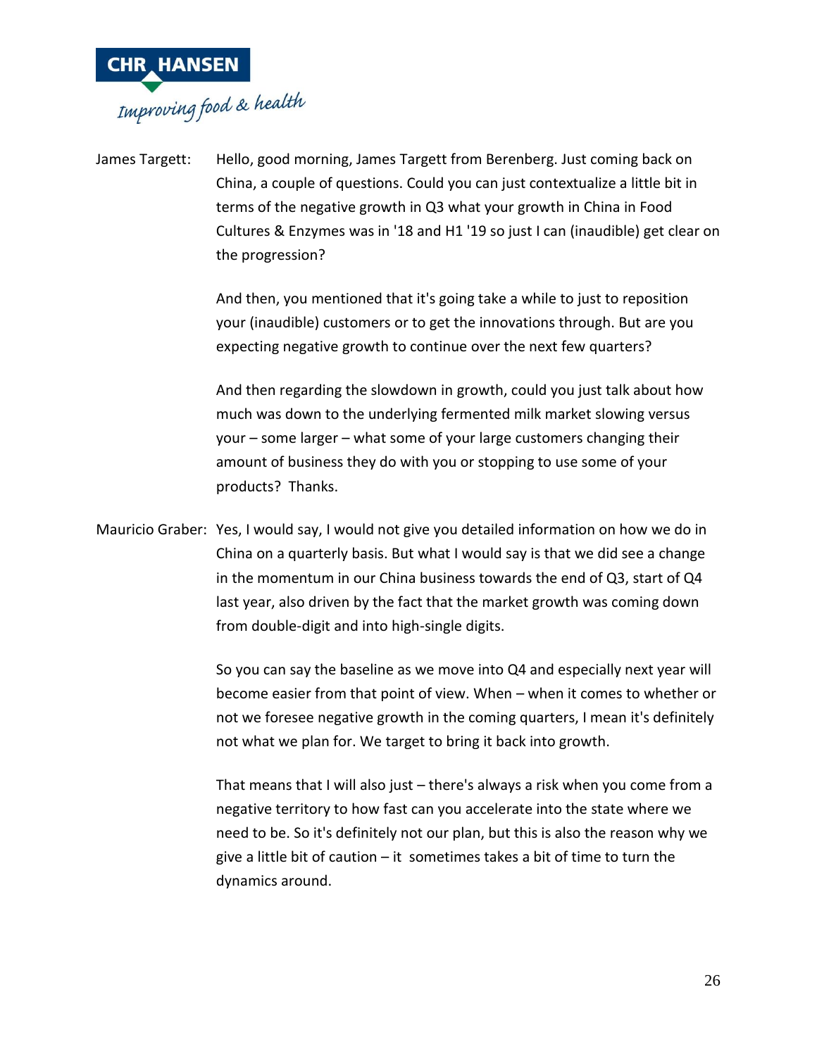James Targett: Hello, good morning, James Targett from Berenberg. Just coming back on China, a couple of questions. Could you can just contextualize a little bit in terms of the negative growth in Q3 what your growth in China in Food Cultures & Enzymes was in '18 and H1 '19 so just I can (inaudible) get clear on the progression?

And then, you mentioned that it's going take a while to just to reposition your (inaudible) customers or to get the innovations through. But are you expecting negative growth to continue over the next few quarters?

And then regarding the slowdown in growth, could you just talk about how much was down to the underlying fermented milk market slowing versus your – some larger – what some of your large customers changing their amount of business they do with you or stopping to use some of your products? Thanks.

Mauricio Graber: Yes, I would say, I would not give you detailed information on how we do in China on a quarterly basis. But what I would say is that we did see a change in the momentum in our China business towards the end of Q3, start of Q4 last year, also driven by the fact that the market growth was coming down from double-digit and into high-single digits.

So you can say the baseline as we move into Q4 and especially next year will become easier from that point of view. When – when it comes to whether or not we foresee negative growth in the coming quarters, I mean it's definitely not what we plan for. We target to bring it back into growth.

That means that I will also just – there's always a risk when you come from a negative territory to how fast can you accelerate into the state where we need to be. So it's definitely not our plan, but this is also the reason why we give a little bit of caution – it sometimes takes a bit of time to turn the dynamics around.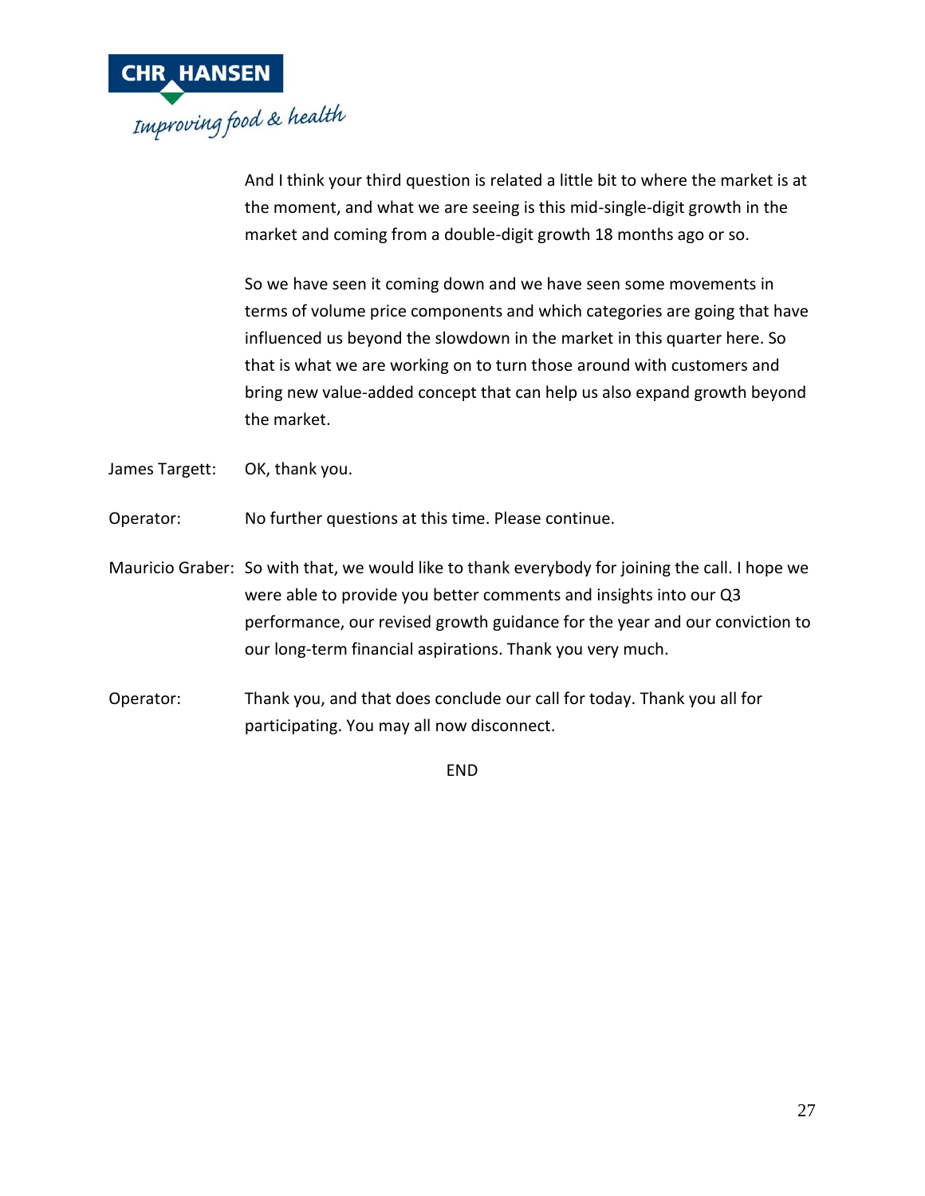And I think your third question is related a little bit to where the market is at the moment, and what we are seeing is this mid-single-digit growth in the market and coming from a double-digit growth 18 months ago or so.

So we have seen it coming down and we have seen some movements in terms of volume price components and which categories are going that have influenced us beyond the slowdown in the market in this quarter here. So that is what we are working on to turn those around with customers and bring new value-added concept that can help us also expand growth beyond the market.

James Targett: OK, thank you.

Operator: No further questions at this time. Please continue.

Mauricio Graber: So with that, we would like to thank everybody for joining the call. I hope we were able to provide you better comments and insights into our Q3 performance, our revised growth guidance for the year and our conviction to our long-term financial aspirations. Thank you very much.

Operator: Thank you, and that does conclude our call for today. Thank you all for participating. You may all now disconnect.

END